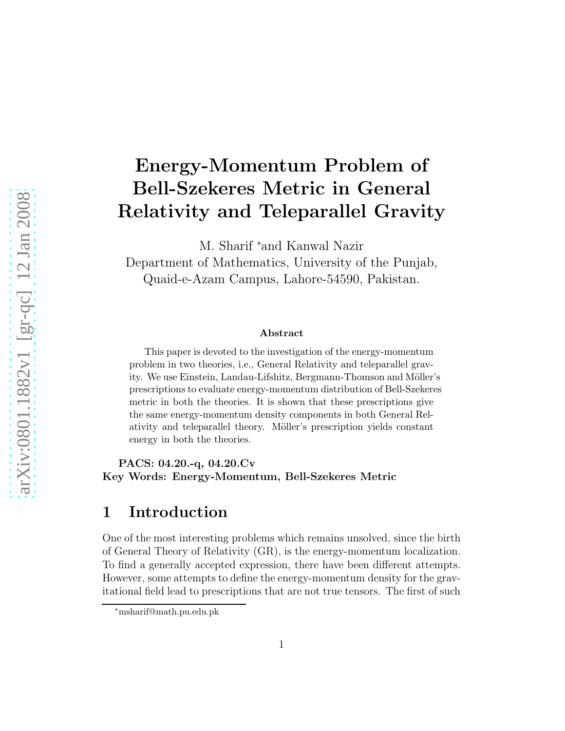# Energy-Momentum Problem of Bell-Szekeres Metric in General Relativity and Teleparallel Gravity

M. Sharif [*] and Kanwal Nazir
Department of Mathematics, University of the Punjab,
Quaid-e-Azam Campus, Lahore-54590, Pakistan.

### Abstract

This paper is devoted to the investigation of the energy-momentum problem in two theories, i.e., General Relativity and teleparallel gravity. We use Einstein, Landau-Lifshitz, Bergmann-Thomson and Möller's prescriptions to evaluate energy-momentum distribution of Bell-Szekeres metric in both the theories. It is shown that these prescriptions give the same energy-momentum density components in both General Relativity and teleparallel theory. Möller's prescription yields constant energy in both the theories.

**PACS: 04.20.-q, 04.20.Cv**
**Key Words: Energy-Momentum, Bell-Szekeres Metric**

## 1 Introduction

One of the most interesting problems which remains unsolved, since the birth of General Theory of Relativity (GR), is the energy-momentum localization. To find a generally accepted expression, there have been different attempts. However, some attempts to define the energy-momentum density for the gravitational field lead to prescriptions that are not true tensors. The first of such

[*] msharif@math.pu.edu.pk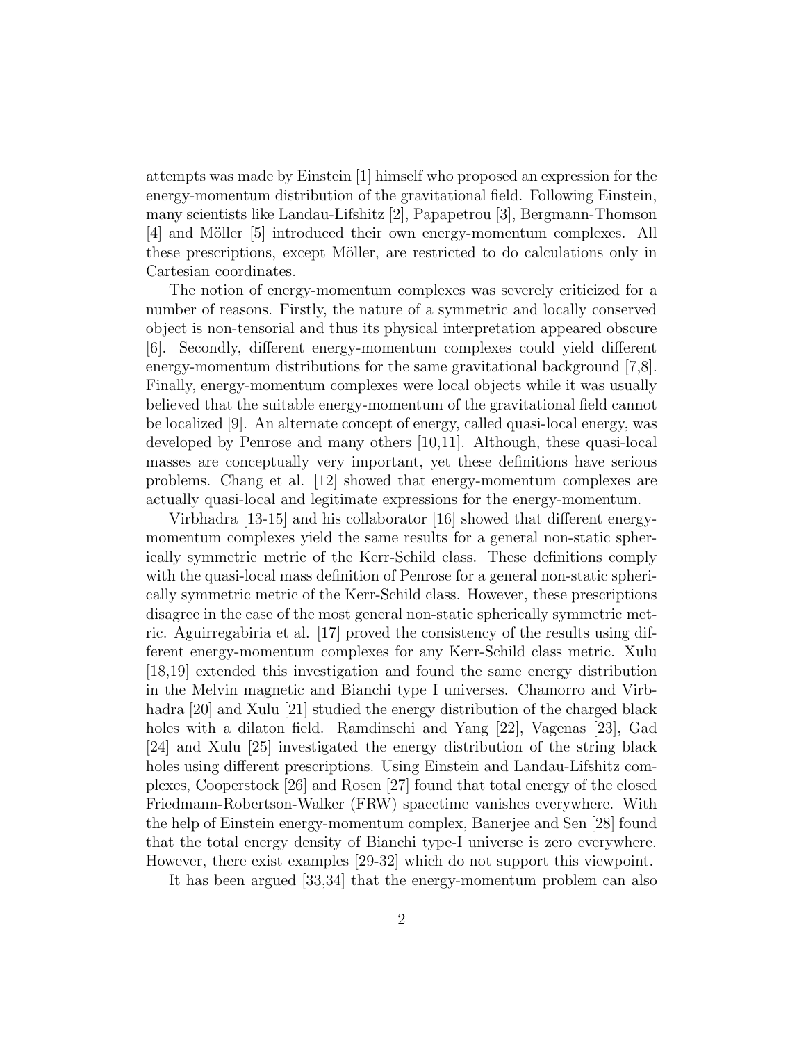attempts was made by Einstein [1] himself who proposed an expression for the energy-momentum distribution of the gravitational field. Following Einstein, many scientists like Landau-Lifshitz [2], Papapetrou [3], Bergmann-Thomson [4] and Möller [5] introduced their own energy-momentum complexes. All these prescriptions, except Möller, are restricted to do calculations only in Cartesian coordinates.

The notion of energy-momentum complexes was severely criticized for a number of reasons. Firstly, the nature of a symmetric and locally conserved object is non-tensorial and thus its physical interpretation appeared obscure [6]. Secondly, different energy-momentum complexes could yield different energy-momentum distributions for the same gravitational background [7,8]. Finally, energy-momentum complexes were local objects while it was usually believed that the suitable energy-momentum of the gravitational field cannot be localized [9]. An alternate concept of energy, called quasi-local energy, was developed by Penrose and many others [10,11]. Although, these quasi-local masses are conceptually very important, yet these definitions have serious problems. Chang et al. [12] showed that energy-momentum complexes are actually quasi-local and legitimate expressions for the energy-momentum.

Virbhadra [13-15] and his collaborator [16] showed that different energy-momentum complexes yield the same results for a general non-static spherically symmetric metric of the Kerr-Schild class. These definitions comply with the quasi-local mass definition of Penrose for a general non-static spherically symmetric metric of the Kerr-Schild class. However, these prescriptions disagree in the case of the most general non-static spherically symmetric metric. Aguirregabiria et al. [17] proved the consistency of the results using different energy-momentum complexes for any Kerr-Schild class metric. Xulu [18,19] extended this investigation and found the same energy distribution in the Melvin magnetic and Bianchi type I universes. Chamorro and Virbhadra [20] and Xulu [21] studied the energy distribution of the charged black holes with a dilaton field. Ramdinschi and Yang [22], Vagenas [23], Gad [24] and Xulu [25] investigated the energy distribution of the string black holes using different prescriptions. Using Einstein and Landau-Lifshitz complexes, Cooperstock [26] and Rosen [27] found that total energy of the closed Friedmann-Robertson-Walker (FRW) spacetime vanishes everywhere. With the help of Einstein energy-momentum complex, Banerjee and Sen [28] found that the total energy density of Bianchi type-I universe is zero everywhere. However, there exist examples [29-32] which do not support this viewpoint.

It has been argued [33,34] that the energy-momentum problem can also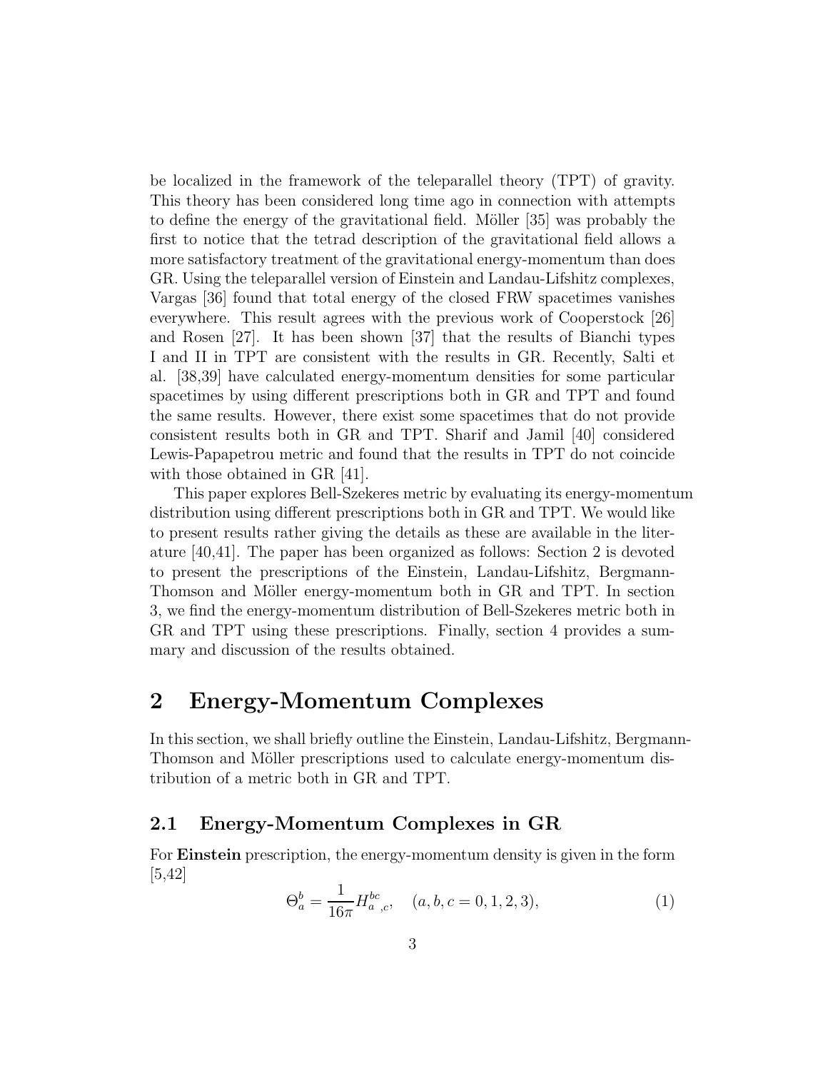be localized in the framework of the teleparallel theory (TPT) of gravity. This theory has been considered long time ago in connection with attempts to define the energy of the gravitational field. Möller [35] was probably the first to notice that the tetrad description of the gravitational field allows a more satisfactory treatment of the gravitational energy-momentum than does GR. Using the teleparallel version of Einstein and Landau-Lifshitz complexes, Vargas [36] found that total energy of the closed FRW spacetimes vanishes everywhere. This result agrees with the previous work of Cooperstock [26] and Rosen [27]. It has been shown [37] that the results of Bianchi types I and II in TPT are consistent with the results in GR. Recently, Salti et al. [38,39] have calculated energy-momentum densities for some particular spacetimes by using different prescriptions both in GR and TPT and found the same results. However, there exist some spacetimes that do not provide consistent results both in GR and TPT. Sharif and Jamil [40] considered Lewis-Papapetrou metric and found that the results in TPT do not coincide with those obtained in GR [41].

This paper explores Bell-Szekeres metric by evaluating its energy-momentum distribution using different prescriptions both in GR and TPT. We would like to present results rather giving the details as these are available in the literature [40,41]. The paper has been organized as follows: Section 2 is devoted to present the prescriptions of the Einstein, Landau-Lifshitz, Bergmann-Thomson and Möller energy-momentum both in GR and TPT. In section 3, we find the energy-momentum distribution of Bell-Szekeres metric both in GR and TPT using these prescriptions. Finally, section 4 provides a summary and discussion of the results obtained.

## 2 Energy-Momentum Complexes

In this section, we shall briefly outline the Einstein, Landau-Lifshitz, Bergmann-Thomson and Möller prescriptions used to calculate energy-momentum distribution of a metric both in GR and TPT.

### 2.1 Energy-Momentum Complexes in GR

For **Einstein** prescription, the energy-momentum density is given in the form [5,42]

$$\Theta_a^b = \frac{1}{16\pi} H_{a\ \ ,c}^{bc}, \quad (a,b,c = 0,1,2,3), \tag{1}$$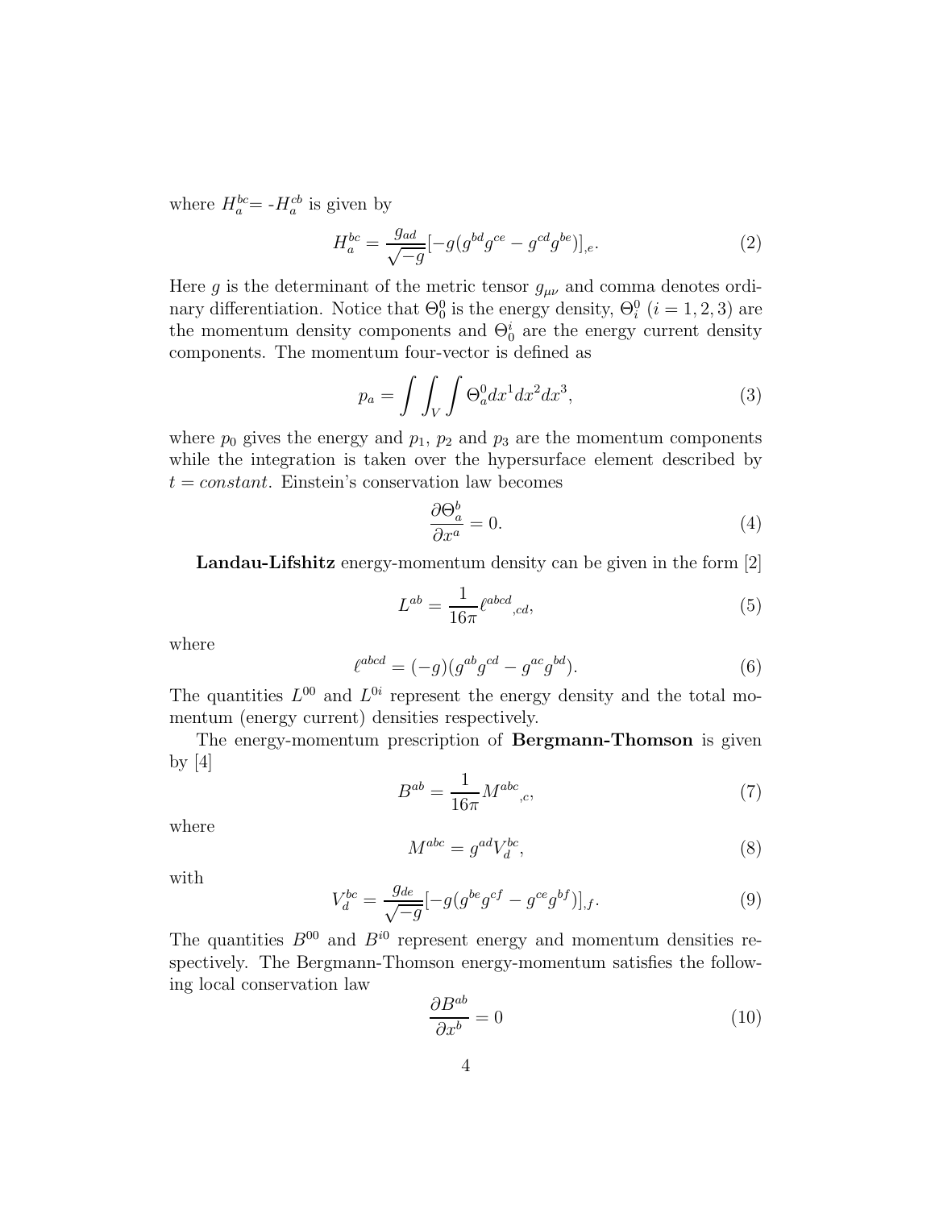where $H_a^{bc}$= -$H_a^{cb}$ is given by

$$H_a^{bc} = \frac{g_{ad}}{\sqrt{-g}}[-g(g^{bd}g^{ce} - g^{cd}g^{be})]_{,e}. \tag{2}$$

Here $g$ is the determinant of the metric tensor $g_{\mu\nu}$ and comma denotes ordinary differentiation. Notice that $\Theta_0^0$ is the energy density, $\Theta_i^0$ $(i = 1, 2, 3)$ are the momentum density components and $\Theta_0^i$ are the energy current density components. The momentum four-vector is defined as

$$p_a = \int\int_V\int \Theta_a^0 dx^1 dx^2 dx^3, \tag{3}$$

where $p_0$ gives the energy and $p_1$, $p_2$ and $p_3$ are the momentum components while the integration is taken over the hypersurface element described by $t = constant$. Einstein's conservation law becomes

$$\frac{\partial \Theta_a^b}{\partial x^a} = 0. \tag{4}$$

**Landau-Lifshitz** energy-momentum density can be given in the form [2]

$$L^{ab} = \frac{1}{16\pi}\ell^{abcd}{}_{,cd}, \tag{5}$$

where

$$\ell^{abcd} = (-g)(g^{ab}g^{cd} - g^{ac}g^{bd}). \tag{6}$$

The quantities $L^{00}$ and $L^{0i}$ represent the energy density and the total momentum (energy current) densities respectively.

The energy-momentum prescription of **Bergmann-Thomson** is given by [4]

$$B^{ab} = \frac{1}{16\pi}M^{abc}{}_{,c}, \tag{7}$$

where

$$M^{abc} = g^{ad}V_d^{bc}, \tag{8}$$

with

$$V_d^{bc} = \frac{g_{de}}{\sqrt{-g}}[-g(g^{be}g^{cf} - g^{ce}g^{bf})]_{,f}. \tag{9}$$

The quantities $B^{00}$ and $B^{i0}$ represent energy and momentum densities respectively. The Bergmann-Thomson energy-momentum satisfies the following local conservation law

$$\frac{\partial B^{ab}}{\partial x^b} = 0 \tag{10}$$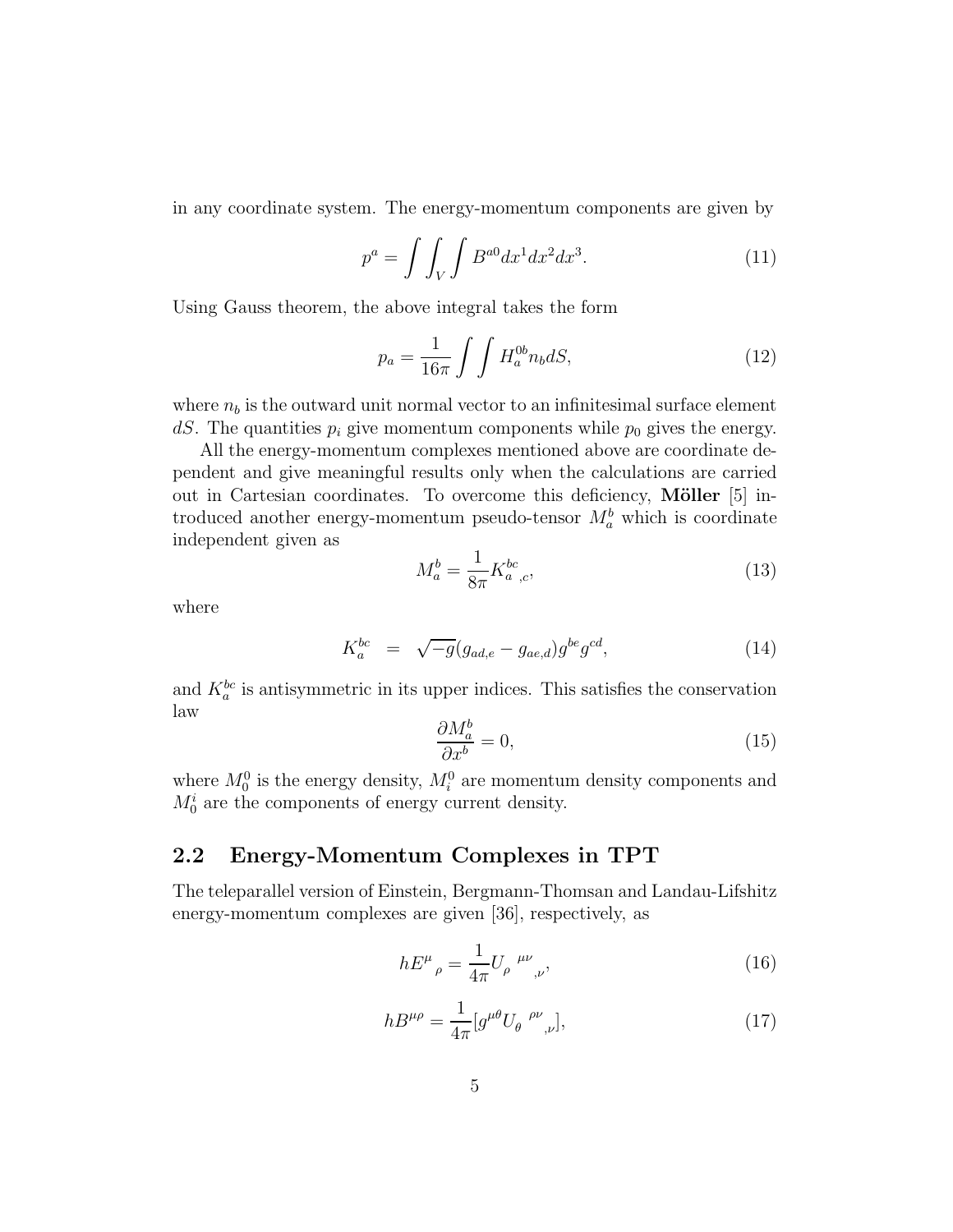in any coordinate system. The energy-momentum components are given by

$$p^a = \int\int_V\int B^{a0} dx^1 dx^2 dx^3. \tag{11}$$

Using Gauss theorem, the above integral takes the form

$$p_a = \frac{1}{16\pi}\int\int H_a^{0b} n_b dS, \tag{12}$$

where $n_b$ is the outward unit normal vector to an infinitesimal surface element $dS$. The quantities $p_i$ give momentum components while $p_0$ gives the energy.

All the energy-momentum complexes mentioned above are coordinate dependent and give meaningful results only when the calculations are carried out in Cartesian coordinates. To overcome this deficiency, **Möller** [5] introduced another energy-momentum pseudo-tensor $M_a^b$ which is coordinate independent given as

$$M_a^b = \frac{1}{8\pi} K_{a\ ,c}^{bc}, \tag{13}$$

where

$$K_a^{bc} \ = \ \sqrt{-g}(g_{ad,e} - g_{ae,d}) g^{be} g^{cd}, \tag{14}$$

and $K_a^{bc}$ is antisymmetric in its upper indices. This satisfies the conservation law

$$\frac{\partial M_a^b}{\partial x^b} = 0, \tag{15}$$

where $M_0^0$ is the energy density, $M_i^0$ are momentum density components and $M_0^i$ are the components of energy current density.

## 2.2 Energy-Momentum Complexes in TPT

The teleparallel version of Einstein, Bergmann-Thomsan and Landau-Lifshitz energy-momentum complexes are given [36], respectively, as

$$hE^{\mu}{}_{\rho} = \frac{1}{4\pi} U_{\rho}{}^{\mu\nu}{}_{,\nu}, \tag{16}$$

$$hB^{\mu\rho} = \frac{1}{4\pi}[g^{\mu\theta} U_{\theta}{}^{\rho\nu}{}_{,\nu}], \tag{17}$$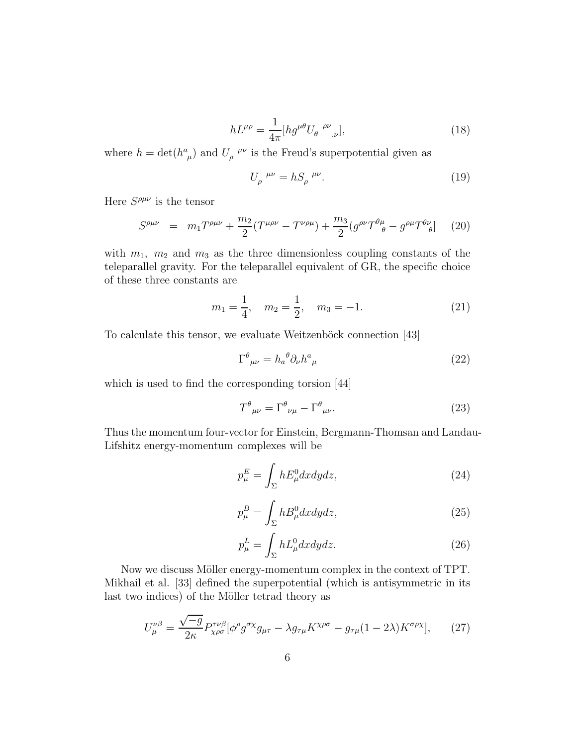$$hL^{\mu\rho} = \frac{1}{4\pi}[hg^{\mu\theta}U_{\theta}{}^{\rho\nu}{}_{,\nu}], \tag{18}$$

where $h = \det(h^a{}_\mu)$ and $U_\rho{}^{\mu\nu}$ is the Freud's superpotential given as

$$U_\rho{}^{\mu\nu} = hS_\rho{}^{\mu\nu}. \tag{19}$$

Here $S^{\rho\mu\nu}$ is the tensor

$$S^{\rho\mu\nu} = m_1 T^{\rho\mu\nu} + \frac{m_2}{2}(T^{\mu\rho\nu} - T^{\nu\rho\mu}) + \frac{m_3}{2}(g^{\rho\nu}T^{\theta\mu}{}_\theta - g^{\rho\mu}T^{\theta\nu}{}_\theta] \tag{20}$$

with $m_1,\ m_2$ and $m_3$ as the three dimensionless coupling constants of the teleparallel gravity. For the teleparallel equivalent of GR, the specific choice of these three constants are

$$m_1 = \frac{1}{4}, \quad m_2 = \frac{1}{2}, \quad m_3 = -1. \tag{21}$$

To calculate this tensor, we evaluate Weitzenböck connection [43]

$$\Gamma^\theta{}_{\mu\nu} = h_a{}^\theta \partial_\nu h^a{}_\mu \tag{22}$$

which is used to find the corresponding torsion [44]

$$T^\theta{}_{\mu\nu} = \Gamma^\theta{}_{\nu\mu} - \Gamma^\theta{}_{\mu\nu}. \tag{23}$$

Thus the momentum four-vector for Einstein, Bergmann-Thomsan and Landau-Lifshitz energy-momentum complexes will be

$$p^E_\mu = \int_\Sigma hE^0_\mu dxdydz, \tag{24}$$

$$p^B_\mu = \int_\Sigma hB^0_\mu dxdydz, \tag{25}$$

$$p^L_\mu = \int_\Sigma hL^0_\mu dxdydz. \tag{26}$$

Now we discuss Möller energy-momentum complex in the context of TPT. Mikhail et al. [33] defined the superpotential (which is antisymmetric in its last two indices) of the Möller tetrad theory as

$$U^{\nu\beta}_\mu = \frac{\sqrt{-g}}{2\kappa}P^{\tau\nu\beta}_{\chi\rho\sigma}[\phi^\rho g^{\sigma\chi}g_{\mu\tau} - \lambda g_{\tau\mu}K^{\chi\rho\sigma} - g_{\tau\mu}(1-2\lambda)K^{\sigma\rho\chi}], \tag{27}$$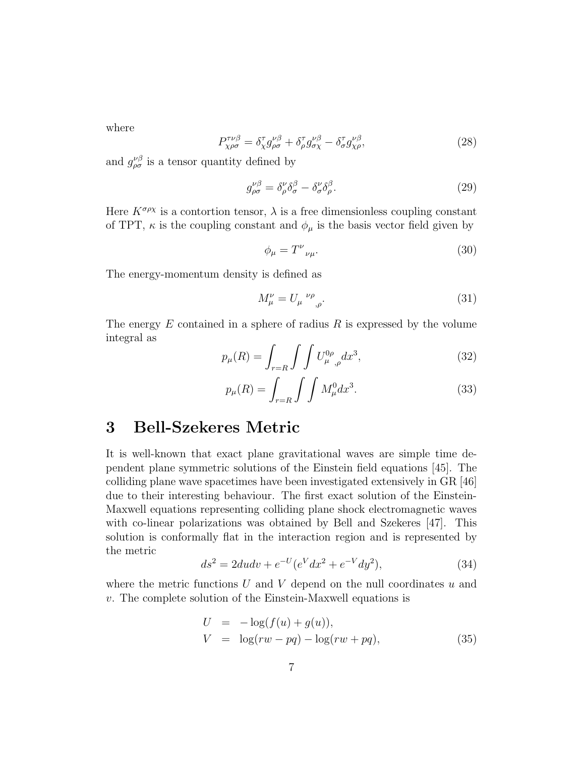where

$$P^{\tau\nu\beta}_{\chi\rho\sigma} = \delta^{\tau}_{\chi} g^{\nu\beta}_{\rho\sigma} + \delta^{\tau}_{\rho} g^{\nu\beta}_{\sigma\chi} - \delta^{\tau}_{\sigma} g^{\nu\beta}_{\chi\rho}, \tag{28}$$

and $g^{\nu\beta}_{\rho\sigma}$ is a tensor quantity defined by

$$g^{\nu\beta}_{\rho\sigma} = \delta^{\nu}_{\rho}\delta^{\beta}_{\sigma} - \delta^{\nu}_{\sigma}\delta^{\beta}_{\rho}. \tag{29}$$

Here $K^{\sigma\rho\chi}$ is a contortion tensor, $\lambda$ is a free dimensionless coupling constant of TPT, $\kappa$ is the coupling constant and $\phi_{\mu}$ is the basis vector field given by

$$\phi_{\mu} = T^{\nu}{}_{\nu\mu}. \tag{30}$$

The energy-momentum density is defined as

$$M^{\nu}_{\mu} = U_{\mu}{}^{\nu\rho}{}_{,\rho}. \tag{31}$$

The energy $E$ contained in a sphere of radius $R$ is expressed by the volume integral as

$$p_{\mu}(R) = \int_{r=R}\int\int U^{0\rho}_{\mu}{}_{,\rho} dx^{3}, \tag{32}$$

$$p_{\mu}(R) = \int_{r=R}\int\int M^{0}_{\mu} dx^{3}. \tag{33}$$

# 3 Bell-Szekeres Metric

It is well-known that exact plane gravitational waves are simple time dependent plane symmetric solutions of the Einstein field equations [45]. The colliding plane wave spacetimes have been investigated extensively in GR [46] due to their interesting behaviour. The first exact solution of the Einstein-Maxwell equations representing colliding plane shock electromagnetic waves with co-linear polarizations was obtained by Bell and Szekeres [47]. This solution is conformally flat in the interaction region and is represented by the metric

$$ds^{2} = 2dudv + e^{-U}(e^{V}dx^{2} + e^{-V}dy^{2}), \tag{34}$$

where the metric functions $U$ and $V$ depend on the null coordinates $u$ and $v$. The complete solution of the Einstein-Maxwell equations is

$$\begin{aligned} U &= -\log(f(u) + g(u)), \\ V &= \log(rw - pq) - \log(rw + pq), \end{aligned} \tag{35}$$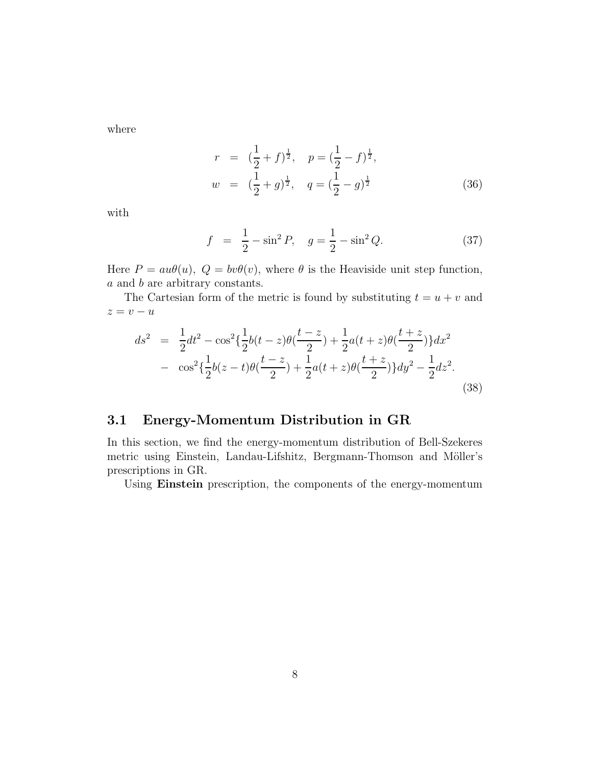where

$$
\begin{aligned}
r &= (\frac{1}{2}+f)^{\frac{1}{2}}, \quad p=(\frac{1}{2}-f)^{\frac{1}{2}}, \\
w &= (\frac{1}{2}+g)^{\frac{1}{2}}, \quad q=(\frac{1}{2}-g)^{\frac{1}{2}}
\end{aligned} \tag{36}
$$

with

$$
f = \frac{1}{2}-\sin^2 P, \quad g=\frac{1}{2}-\sin^2 Q. \tag{37}
$$

Here $P = au\theta(u),\ Q = bv\theta(v)$, where $\theta$ is the Heaviside unit step function, $a$ and $b$ are arbitrary constants.

The Cartesian form of the metric is found by substituting $t = u + v$ and $z = v - u$

$$
\begin{aligned}
ds^2 &= \frac{1}{2}dt^2 - \cos^2\{\frac{1}{2}b(t-z)\theta(\frac{t-z}{2}) + \frac{1}{2}a(t+z)\theta(\frac{t+z}{2})\}dx^2 \\
&- \cos^2\{\frac{1}{2}b(z-t)\theta(\frac{t-z}{2}) + \frac{1}{2}a(t+z)\theta(\frac{t+z}{2})\}dy^2 - \frac{1}{2}dz^2.
\end{aligned} \tag{38}
$$

## 3.1 Energy-Momentum Distribution in GR

In this section, we find the energy-momentum distribution of Bell-Szekeres metric using Einstein, Landau-Lifshitz, Bergmann-Thomson and Möller's prescriptions in GR.

Using **Einstein** prescription, the components of the energy-momentum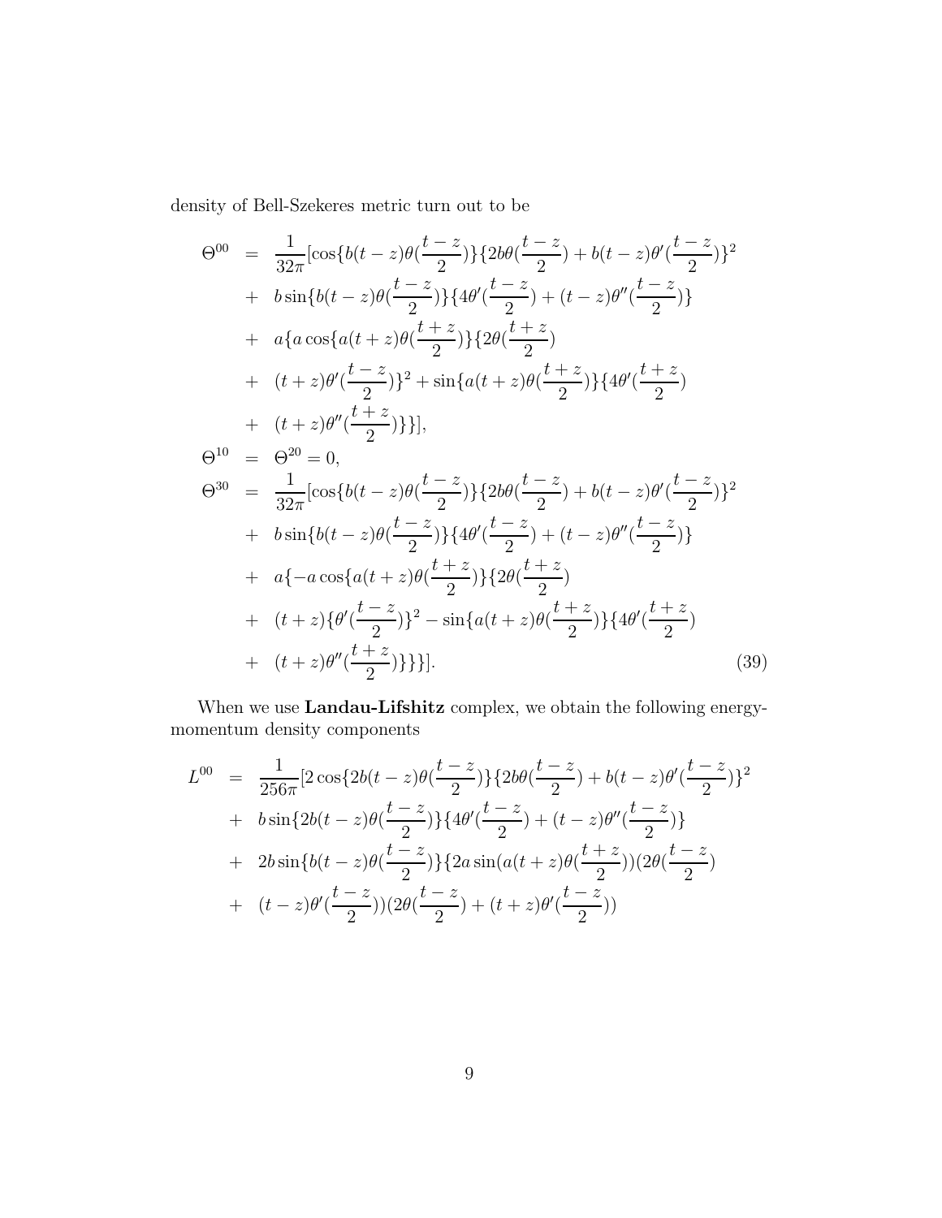density of Bell-Szekeres metric turn out to be

$$
\begin{aligned}
\Theta^{00} &= \frac{1}{32\pi}[\cos\{b(t-z)\theta(\frac{t-z}{2})\}\{2b\theta(\frac{t-z}{2})+b(t-z)\theta'(\frac{t-z}{2})\}^2 \\
&+ b\sin\{b(t-z)\theta(\frac{t-z}{2})\}\{4\theta'(\frac{t-z}{2})+(t-z)\theta''(\frac{t-z}{2})\} \\
&+ a\{a\cos\{a(t+z)\theta(\frac{t+z}{2})\}\{2\theta(\frac{t+z}{2}) \\
&+ (t+z)\theta'(\frac{t-z}{2})\}^2+\sin\{a(t+z)\theta(\frac{t+z}{2})\}\{4\theta'(\frac{t+z}{2}) \\
&+ (t+z)\theta''(\frac{t+z}{2})\}\}], \\
\Theta^{10} &= \Theta^{20}=0, \\
\Theta^{30} &= \frac{1}{32\pi}[\cos\{b(t-z)\theta(\frac{t-z}{2})\}\{2b\theta(\frac{t-z}{2})+b(t-z)\theta'(\frac{t-z}{2})\}^2 \\
&+ b\sin\{b(t-z)\theta(\frac{t-z}{2})\}\{4\theta'(\frac{t-z}{2})+(t-z)\theta''(\frac{t-z}{2})\} \\
&+ a\{-a\cos\{a(t+z)\theta(\frac{t+z}{2})\}\{2\theta(\frac{t+z}{2}) \\
&+ (t+z)\{\theta'(\frac{t-z}{2})\}^2-\sin\{a(t+z)\theta(\frac{t+z}{2})\}\{4\theta'(\frac{t+z}{2}) \\
&+ (t+z)\theta''(\frac{t+z}{2})\}\}\}]. \qquad (39)
\end{aligned}
$$

When we use **Landau-Lifshitz** complex, we obtain the following energy-momentum density components

$$
\begin{aligned}
L^{00} &= \frac{1}{256\pi}[2\cos\{2b(t-z)\theta(\frac{t-z}{2})\}\{2b\theta(\frac{t-z}{2})+b(t-z)\theta'(\frac{t-z}{2})\}^2 \\
&+ b\sin\{2b(t-z)\theta(\frac{t-z}{2})\}\{4\theta'(\frac{t-z}{2})+(t-z)\theta''(\frac{t-z}{2})\} \\
&+ 2b\sin\{b(t-z)\theta(\frac{t-z}{2})\}\{2a\sin(a(t+z)\theta(\frac{t+z}{2}))(2\theta(\frac{t-z}{2}) \\
&+ (t-z)\theta'(\frac{t-z}{2}))(2\theta(\frac{t-z}{2})+(t+z)\theta'(\frac{t-z}{2}))
\end{aligned}
$$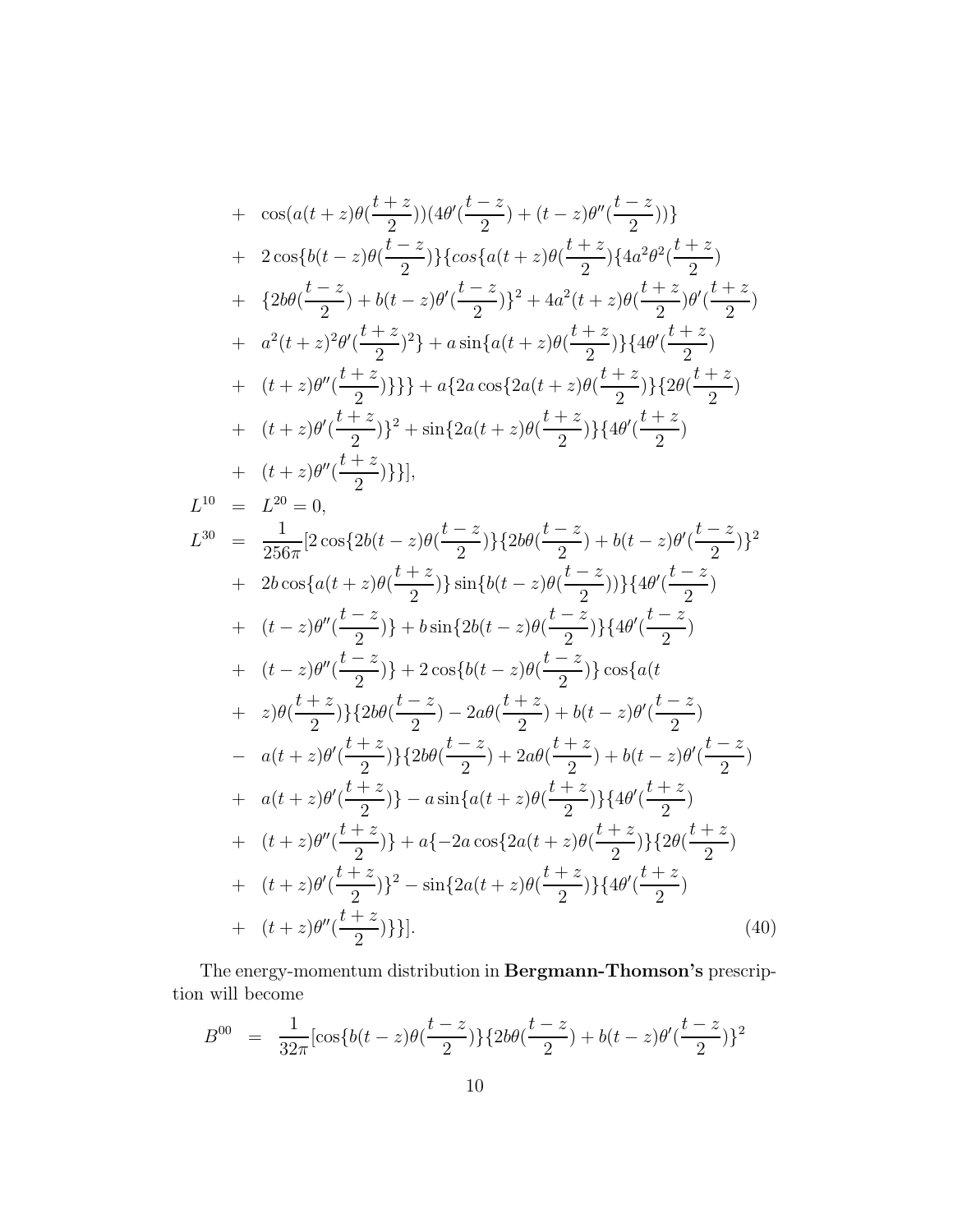$$
\begin{aligned}
&+ \cos(a(t+z)\theta(\frac{t+z}{2}))(4\theta'(\frac{t-z}{2}) + (t-z)\theta''(\frac{t-z}{2}))\} \\
&+ 2\cos\{b(t-z)\theta(\frac{t-z}{2})\}\{cos\{a(t+z)\theta(\frac{t+z}{2})\{4a^2\theta^2(\frac{t+z}{2}) \\
&+ \{2b\theta(\frac{t-z}{2}) + b(t-z)\theta'(\frac{t-z}{2})\}^2 + 4a^2(t+z)\theta(\frac{t+z}{2})\theta'(\frac{t+z}{2}) \\
&+ a^2(t+z)^2\theta'(\frac{t+z}{2})^2\} + a\sin\{a(t+z)\theta(\frac{t+z}{2})\}\{4\theta'(\frac{t+z}{2}) \\
&+ (t+z)\theta''(\frac{t+z}{2})\}\}\} + a\{2a\cos\{2a(t+z)\theta(\frac{t+z}{2})\}\{2\theta(\frac{t+z}{2}) \\
&+ (t+z)\theta'(\frac{t+z}{2})\}^2 + \sin\{2a(t+z)\theta(\frac{t+z}{2})\}\{4\theta'(\frac{t+z}{2}) \\
&+ (t+z)\theta''(\frac{t+z}{2})\}\}],
\end{aligned}
$$

$$
L^{10} = L^{20} = 0,
$$

$$
\begin{aligned}
L^{30} &= \frac{1}{256\pi}[2\cos\{2b(t-z)\theta(\frac{t-z}{2})\}\{2b\theta(\frac{t-z}{2}) + b(t-z)\theta'(\frac{t-z}{2})\}^2 \\
&+ 2b\cos\{a(t+z)\theta(\frac{t+z}{2})\}\sin\{b(t-z)\theta(\frac{t-z}{2}))\}\{4\theta'(\frac{t-z}{2}) \\
&+ (t-z)\theta''(\frac{t-z}{2})\} + b\sin\{2b(t-z)\theta(\frac{t-z}{2})\}\{4\theta'(\frac{t-z}{2}) \\
&+ (t-z)\theta''(\frac{t-z}{2})\} + 2\cos\{b(t-z)\theta(\frac{t-z}{2})\}\cos\{a(t \\
&+ z)\theta(\frac{t+z}{2})\}\{2b\theta(\frac{t-z}{2}) - 2a\theta(\frac{t+z}{2}) + b(t-z)\theta'(\frac{t-z}{2}) \\
&- a(t+z)\theta'(\frac{t+z}{2})\}\{2b\theta(\frac{t-z}{2}) + 2a\theta(\frac{t+z}{2}) + b(t-z)\theta'(\frac{t-z}{2}) \\
&+ a(t+z)\theta'(\frac{t+z}{2})\} - a\sin\{a(t+z)\theta(\frac{t+z}{2})\}\{4\theta'(\frac{t+z}{2}) \\
&+ (t+z)\theta''(\frac{t+z}{2})\} + a\{-2a\cos\{2a(t+z)\theta(\frac{t+z}{2})\}\{2\theta(\frac{t+z}{2}) \\
&+ (t+z)\theta'(\frac{t+z}{2})\}^2 - \sin\{2a(t+z)\theta(\frac{t+z}{2})\}\{4\theta'(\frac{t+z}{2}) \\
&+ (t+z)\theta''(\frac{t+z}{2})\}\}]. \qquad (40)
\end{aligned}
$$

The energy-momentum distribution in **Bergmann-Thomson's** prescription will become

$$
B^{00} = \frac{1}{32\pi}[\cos\{b(t-z)\theta(\frac{t-z}{2})\}\{2b\theta(\frac{t-z}{2}) + b(t-z)\theta'(\frac{t-z}{2})\}^2
$$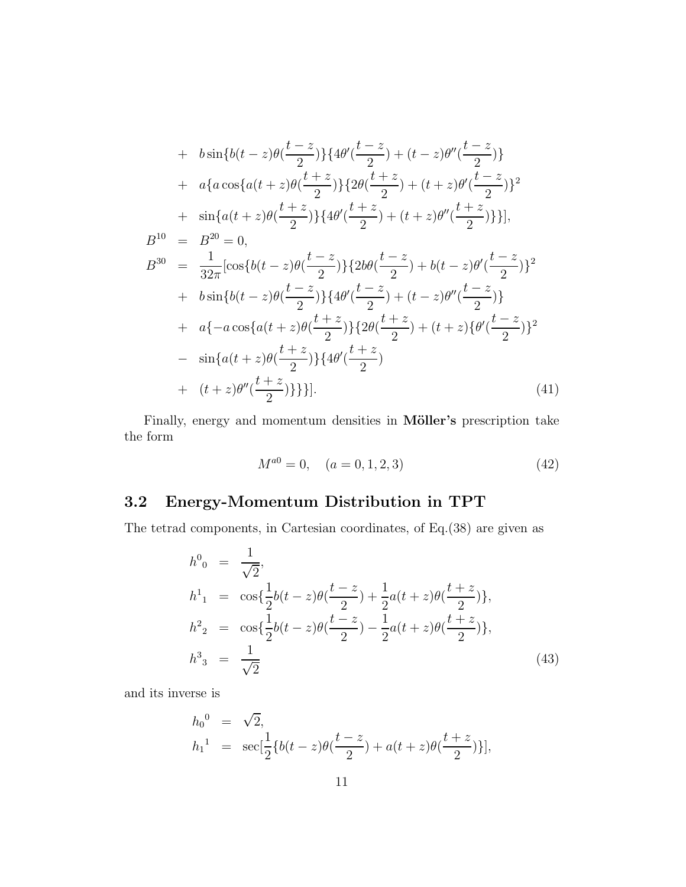$$
\begin{aligned}
&+ \quad b\sin\{b(t-z)\theta(\frac{t-z}{2})\}\{4\theta'(\frac{t-z}{2})+(t-z)\theta''(\frac{t-z}{2})\} \\
&+ \quad a\{a\cos\{a(t+z)\theta(\frac{t+z}{2})\}\{2\theta(\frac{t+z}{2})+(t+z)\theta'(\frac{t-z}{2})\}^2 \\
&+ \quad \sin\{a(t+z)\theta(\frac{t+z}{2})\}\{4\theta'(\frac{t+z}{2})+(t+z)\theta''(\frac{t+z}{2})\}\}],
\end{aligned}
$$

$$
\begin{aligned}
B^{10} &= B^{20}=0, \\
B^{30} &= \frac{1}{32\pi}[\cos\{b(t-z)\theta(\frac{t-z}{2})\}\{2b\theta(\frac{t-z}{2})+b(t-z)\theta'(\frac{t-z}{2})\}^2 \\
&+ \quad b\sin\{b(t-z)\theta(\frac{t-z}{2})\}\{4\theta'(\frac{t-z}{2})+(t-z)\theta''(\frac{t-z}{2})\} \\
&+ \quad a\{-a\cos\{a(t+z)\theta(\frac{t+z}{2})\}\{2\theta(\frac{t+z}{2})+(t+z)\{\theta'(\frac{t-z}{2})\}^2 \\
&- \quad \sin\{a(t+z)\theta(\frac{t+z}{2})\}\{4\theta'(\frac{t+z}{2}) \\
&+ \quad (t+z)\theta''(\frac{t+z}{2})\}\}\}]. \qquad (41)
\end{aligned}
$$

Finally, energy and momentum densities in **Möller's** prescription take the form

$$
M^{a0}=0, \quad (a=0,1,2,3) \qquad (42)
$$

### 3.2 Energy-Momentum Distribution in TPT

The tetrad components, in Cartesian coordinates, of Eq.(38) are given as

$$
\begin{aligned}
h^0{}_0 &= \frac{1}{\sqrt{2}}, \\
h^1{}_1 &= \cos\{\frac{1}{2}b(t-z)\theta(\frac{t-z}{2})+\frac{1}{2}a(t+z)\theta(\frac{t+z}{2})\}, \\
h^2{}_2 &= \cos\{\frac{1}{2}b(t-z)\theta(\frac{t-z}{2})-\frac{1}{2}a(t+z)\theta(\frac{t+z}{2})\}, \\
h^3{}_3 &= \frac{1}{\sqrt{2}} \qquad (43)
\end{aligned}
$$

and its inverse is

$$
\begin{aligned}
h_0{}^0 &= \sqrt{2}, \\
h_1{}^1 &= \sec[\frac{1}{2}\{b(t-z)\theta(\frac{t-z}{2})+a(t+z)\theta(\frac{t+z}{2})\}],
\end{aligned}
$$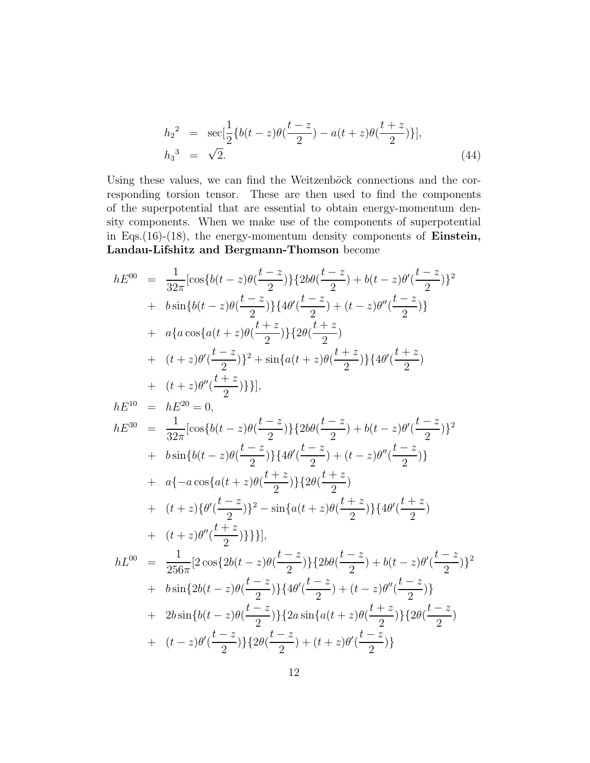$$
\begin{aligned}
{h_2}^2 &= \sec[\frac{1}{2}\{b(t-z)\theta(\frac{t-z}{2})-a(t+z)\theta(\frac{t+z}{2})\}],\\
{h_3}^3 &= \sqrt{2}.
\end{aligned}
\tag{44}
$$

Using these values, we can find the Weitzenböck connections and the corresponding torsion tensor. These are then used to find the components of the superpotential that are essential to obtain energy-momentum density components. When we make use of the components of superpotential in Eqs.(16)-(18), the energy-momentum density components of **Einstein, Landau-Lifshitz and Bergmann-Thomson** become

$$
\begin{aligned}
hE^{00} &= \frac{1}{32\pi}[\cos\{b(t-z)\theta(\frac{t-z}{2})\}\{2b\theta(\frac{t-z}{2})+b(t-z)\theta'(\frac{t-z}{2})\}^2\\
&+ b\sin\{b(t-z)\theta(\frac{t-z}{2})\}\{4\theta'(\frac{t-z}{2})+(t-z)\theta''(\frac{t-z}{2})\}\\
&+ a\{a\cos\{a(t+z)\theta(\frac{t+z}{2})\}\{2\theta(\frac{t+z}{2})\\
&+ (t+z)\theta'(\frac{t-z}{2})\}^2+\sin\{a(t+z)\theta(\frac{t+z}{2})\}\{4\theta'(\frac{t+z}{2})\\
&+ (t+z)\theta''(\frac{t+z}{2})\}\}],\\
hE^{10} &= hE^{20}=0,\\
hE^{30} &= \frac{1}{32\pi}[\cos\{b(t-z)\theta(\frac{t-z}{2})\}\{2b\theta(\frac{t-z}{2})+b(t-z)\theta'(\frac{t-z}{2})\}^2\\
&+ b\sin\{b(t-z)\theta(\frac{t-z}{2})\}\{4\theta'(\frac{t-z}{2})+(t-z)\theta''(\frac{t-z}{2})\}\\
&+ a\{-a\cos\{a(t+z)\theta(\frac{t+z}{2})\}\{2\theta(\frac{t+z}{2})\\
&+ (t+z)\{\theta'(\frac{t-z}{2})\}^2-\sin\{a(t+z)\theta(\frac{t+z}{2})\}\{4\theta'(\frac{t+z}{2})\\
&+ (t+z)\theta''(\frac{t+z}{2})\}\}\}],\\
hL^{00} &= \frac{1}{256\pi}[2\cos\{2b(t-z)\theta(\frac{t-z}{2})\}\{2b\theta(\frac{t-z}{2})+b(t-z)\theta'(\frac{t-z}{2})\}^2\\
&+ b\sin\{2b(t-z)\theta(\frac{t-z}{2})\}\{4\theta'(\frac{t-z}{2})+(t-z)\theta''(\frac{t-z}{2})\}\\
&+ 2b\sin\{b(t-z)\theta(\frac{t-z}{2})\}\{2a\sin\{a(t+z)\theta(\frac{t+z}{2})\}\{2\theta(\frac{t-z}{2})\\
&+ (t-z)\theta'(\frac{t-z}{2})\}\{2\theta(\frac{t-z}{2})+(t+z)\theta'(\frac{t-z}{2})\}
\end{aligned}
$$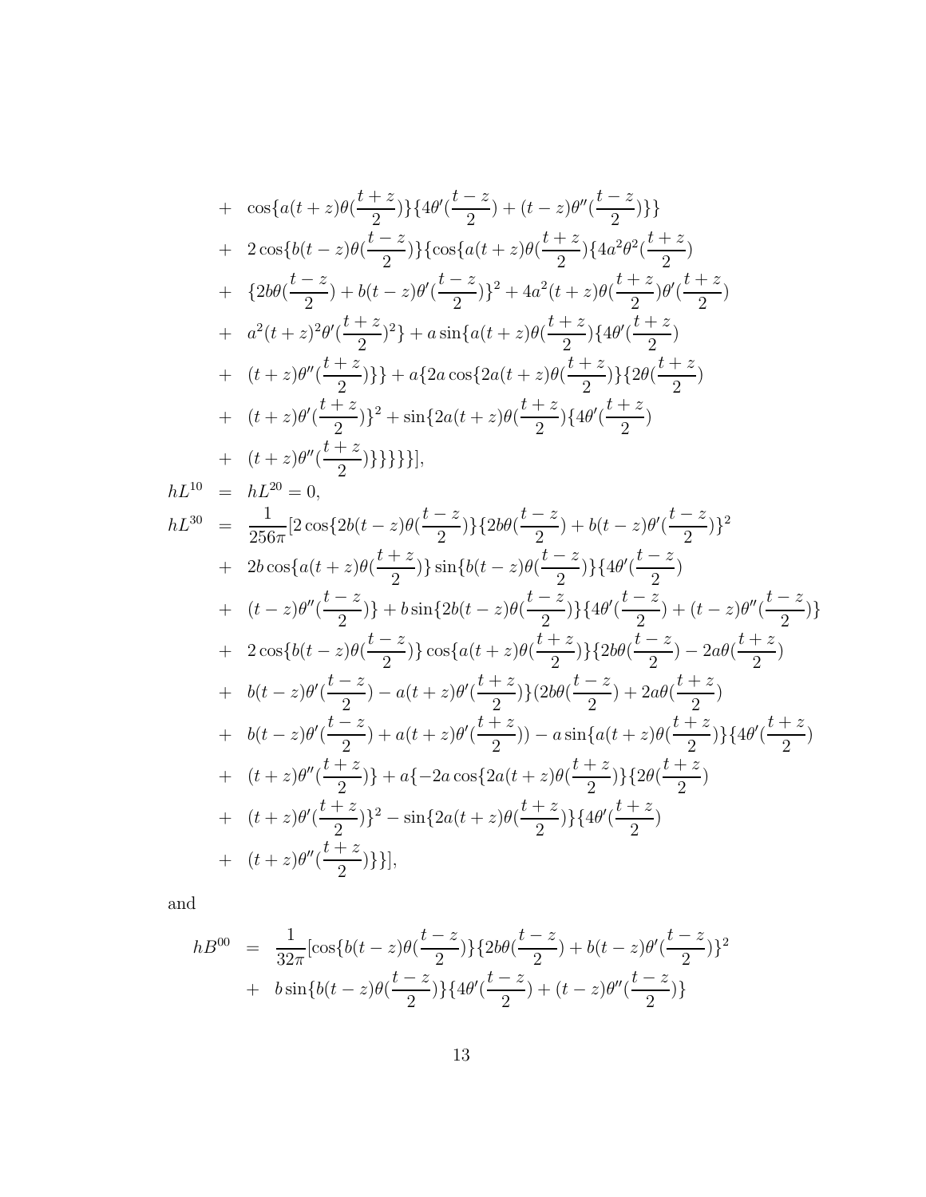$$
\begin{aligned}
&+ \quad \cos\{a(t+z)\theta(\frac{t+z}{2})\}\{4\theta'(\frac{t-z}{2}) + (t-z)\theta''(\frac{t-z}{2})\}\} \\
&+ \quad 2\cos\{b(t-z)\theta(\frac{t-z}{2})\}\{\cos\{a(t+z)\theta(\frac{t+z}{2})\}\{4a^2\theta^2(\frac{t+z}{2}) \\
&+ \quad \{2b\theta(\frac{t-z}{2}) + b(t-z)\theta'(\frac{t-z}{2})\}^2 + 4a^2(t+z)\theta(\frac{t+z}{2})\theta'(\frac{t+z}{2}) \\
&+ \quad a^2(t+z)^2\theta'(\frac{t+z}{2})^2\} + a\sin\{a(t+z)\theta(\frac{t+z}{2})\}\{4\theta'(\frac{t+z}{2}) \\
&+ \quad (t+z)\theta''(\frac{t+z}{2})\}\} + a\{2a\cos\{2a(t+z)\theta(\frac{t+z}{2})\}\{2\theta(\frac{t+z}{2}) \\
&+ \quad (t+z)\theta'(\frac{t+z}{2})\}^2 + \sin\{2a(t+z)\theta(\frac{t+z}{2})\}\{4\theta'(\frac{t+z}{2}) \\
&+ \quad (t+z)\theta''(\frac{t+z}{2})\}\}\}\}\}],
\end{aligned}
$$

$$
hL^{10} = hL^{20} = 0,
$$

$$
\begin{aligned}
hL^{30} \;=\;& \frac{1}{256\pi}[2\cos\{2b(t-z)\theta(\frac{t-z}{2})\}\{2b\theta(\frac{t-z}{2}) + b(t-z)\theta'(\frac{t-z}{2})\}^2 \\
&+ \quad 2b\cos\{a(t+z)\theta(\frac{t+z}{2})\}\sin\{b(t-z)\theta(\frac{t-z}{2})\}\{4\theta'(\frac{t-z}{2}) \\
&+ \quad (t-z)\theta''(\frac{t-z}{2})\} + b\sin\{2b(t-z)\theta(\frac{t-z}{2})\}\{4\theta'(\frac{t-z}{2}) + (t-z)\theta''(\frac{t-z}{2})\} \\
&+ \quad 2\cos\{b(t-z)\theta(\frac{t-z}{2})\}\cos\{a(t+z)\theta(\frac{t+z}{2})\}\{2b\theta(\frac{t-z}{2}) - 2a\theta(\frac{t+z}{2}) \\
&+ \quad b(t-z)\theta'(\frac{t-z}{2}) - a(t+z)\theta'(\frac{t+z}{2})\}(2b\theta(\frac{t-z}{2}) + 2a\theta(\frac{t+z}{2}) \\
&+ \quad b(t-z)\theta'(\frac{t-z}{2}) + a(t+z)\theta'(\frac{t+z}{2})) - a\sin\{a(t+z)\theta(\frac{t+z}{2})\}\{4\theta'(\frac{t+z}{2}) \\
&+ \quad (t+z)\theta''(\frac{t+z}{2})\} + a\{-2a\cos\{2a(t+z)\theta(\frac{t+z}{2})\}\{2\theta(\frac{t+z}{2}) \\
&+ \quad (t+z)\theta'(\frac{t+z}{2})\}^2 - \sin\{2a(t+z)\theta(\frac{t+z}{2})\}\{4\theta'(\frac{t+z}{2}) \\
&+ \quad (t+z)\theta''(\frac{t+z}{2})\}\}],
\end{aligned}
$$

and

$$
\begin{aligned}
hB^{00} \;=\;& \frac{1}{32\pi}[\cos\{b(t-z)\theta(\frac{t-z}{2})\}\{2b\theta(\frac{t-z}{2}) + b(t-z)\theta'(\frac{t-z}{2})\}^2 \\
&+ \quad b\sin\{b(t-z)\theta(\frac{t-z}{2})\}\{4\theta'(\frac{t-z}{2}) + (t-z)\theta''(\frac{t-z}{2})\}
\end{aligned}
$$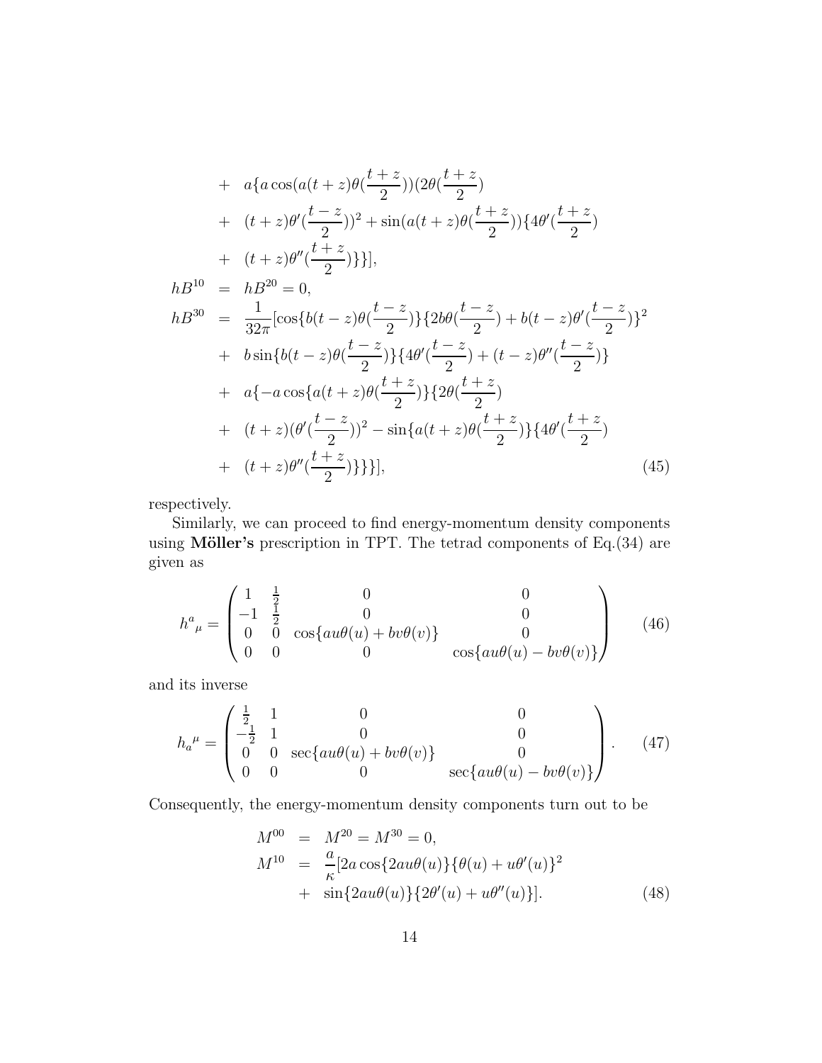$$
\begin{aligned}
&+ \quad a\{a\cos(a(t+z)\theta(\frac{t+z}{2}))(2\theta(\frac{t+z}{2}) \\
&+ \quad (t+z)\theta'(\frac{t-z}{2}))^2+\sin(a(t+z)\theta(\frac{t+z}{2}))\{4\theta'(\frac{t+z}{2}) \\
&+ \quad (t+z)\theta''(\frac{t+z}{2})\}\}], \\
hB^{10} &= hB^{20}=0, \\
hB^{30} &= \frac{1}{32\pi}[\cos\{b(t-z)\theta(\frac{t-z}{2})\}\{2b\theta(\frac{t-z}{2})+b(t-z)\theta'(\frac{t-z}{2})\}^2 \\
&+ \quad b\sin\{b(t-z)\theta(\frac{t-z}{2})\}\{4\theta'(\frac{t-z}{2})+(t-z)\theta''(\frac{t-z}{2})\} \\
&+ \quad a\{-a\cos\{a(t+z)\theta(\frac{t+z}{2})\}\{2\theta(\frac{t+z}{2}) \\
&+ \quad (t+z)(\theta'(\frac{t-z}{2}))^2-\sin\{a(t+z)\theta(\frac{t+z}{2})\}\{4\theta'(\frac{t+z}{2}) \\
&+ \quad (t+z)\theta''(\frac{t+z}{2})\}\}\}], \qquad (45)
\end{aligned}
$$

respectively.

Similarly, we can proceed to find energy-momentum density components using **Möller's** prescription in TPT. The tetrad components of Eq.(34) are given as

$$
h^a{}_\mu=\begin{pmatrix} 1 & \frac{1}{2} & 0 & 0 \\ -1 & \frac{1}{2} & 0 & 0 \\ 0 & 0 & \cos\{au\theta(u)+bv\theta(v)\} & 0 \\ 0 & 0 & 0 & \cos\{au\theta(u)-bv\theta(v)\} \end{pmatrix} \qquad (46)
$$

and its inverse

$$
h_a{}^\mu=\begin{pmatrix} \frac{1}{2} & 1 & 0 & 0 \\ -\frac{1}{2} & 1 & 0 & 0 \\ 0 & 0 & \sec\{au\theta(u)+bv\theta(v)\} & 0 \\ 0 & 0 & 0 & \sec\{au\theta(u)-bv\theta(v)\} \end{pmatrix}. \qquad (47)
$$

Consequently, the energy-momentum density components turn out to be

$$
\begin{aligned}
M^{00} &= M^{20}=M^{30}=0, \\
M^{10} &= \frac{a}{\kappa}[2a\cos\{2au\theta(u)\}\{\theta(u)+u\theta'(u)\}^2 \\
&+ \quad \sin\{2au\theta(u)\}\{2\theta'(u)+u\theta''(u)\}]. \qquad (48)
\end{aligned}
$$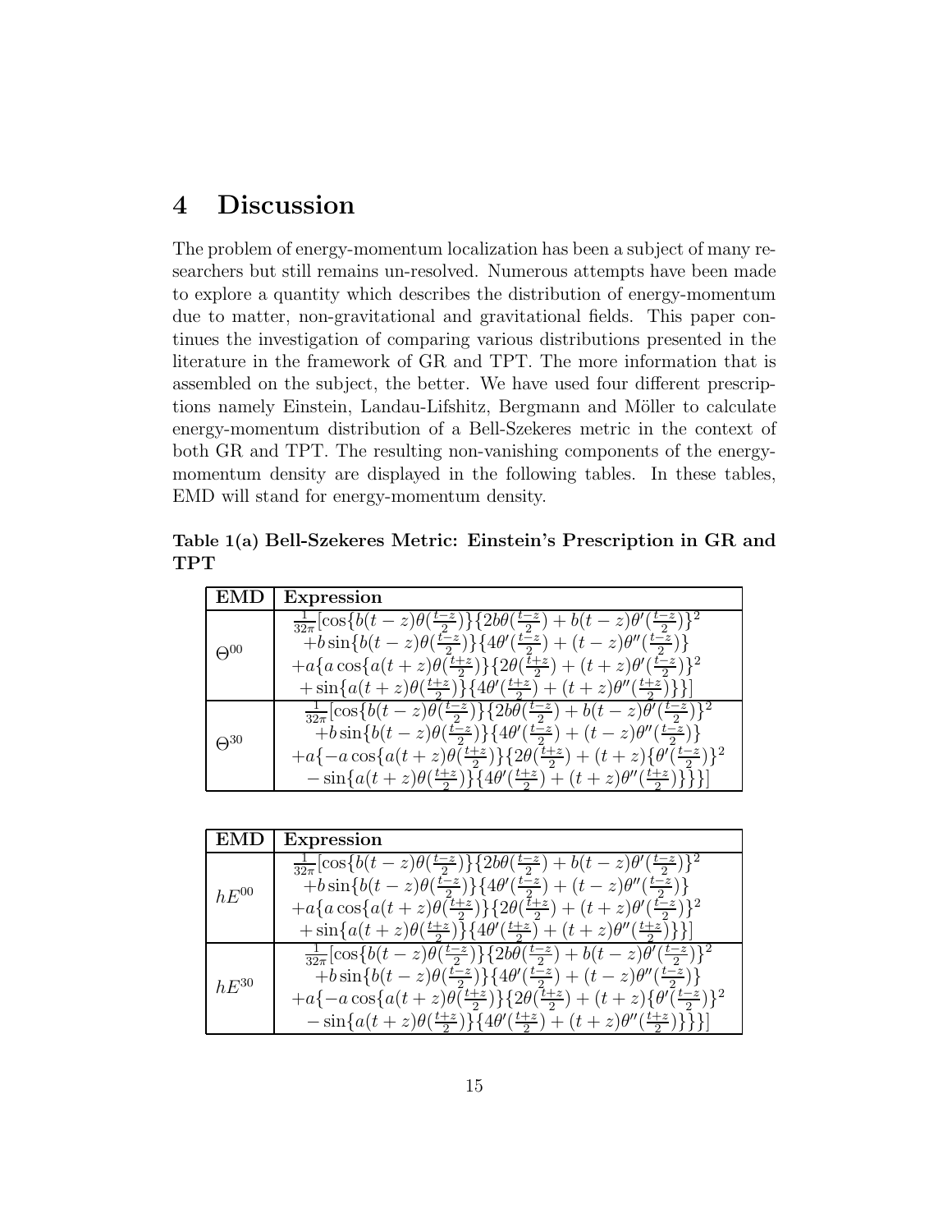# 4 Discussion

The problem of energy-momentum localization has been a subject of many researchers but still remains un-resolved. Numerous attempts have been made to explore a quantity which describes the distribution of energy-momentum due to matter, non-gravitational and gravitational fields. This paper continues the investigation of comparing various distributions presented in the literature in the framework of GR and TPT. The more information that is assembled on the subject, the better. We have used four different prescriptions namely Einstein, Landau-Lifshitz, Bergmann and Möller to calculate energy-momentum distribution of a Bell-Szekeres metric in the context of both GR and TPT. The resulting non-vanishing components of the energy-momentum density are displayed in the following tables. In these tables, EMD will stand for energy-momentum density.

**Table 1(a) Bell-Szekeres Metric: Einstein's Prescription in GR and TPT**

| EMD | Expression |
|---|---|
| $\Theta^{00}$ | $\frac{1}{32\pi}[\cos\{b(t-z)\theta(\frac{t-z}{2})\}\{2b\theta(\frac{t-z}{2})+b(t-z)\theta'(\frac{t-z}{2})\}^2$ $+b\sin\{b(t-z)\theta(\frac{t-z}{2})\}\{4\theta'(\frac{t-z}{2})+(t-z)\theta''(\frac{t-z}{2})\}$ $+a\{a\cos\{a(t+z)\theta(\frac{t+z}{2})\}\{2\theta(\frac{t+z}{2})+(t+z)\theta'(\frac{t-z}{2})\}^2$ $+\sin\{a(t+z)\theta(\frac{t+z}{2})\}\{4\theta'(\frac{t+z}{2})+(t+z)\theta''(\frac{t+z}{2})\}\}]$ |
| $\Theta^{30}$ | $\frac{1}{32\pi}[\cos\{b(t-z)\theta(\frac{t-z}{2})\}\{2b\theta(\frac{t-z}{2})+b(t-z)\theta'(\frac{t-z}{2})\}^2$ $+b\sin\{b(t-z)\theta(\frac{t-z}{2})\}\{4\theta'(\frac{t-z}{2})+(t-z)\theta''(\frac{t-z}{2})\}$ $+a\{-a\cos\{a(t+z)\theta(\frac{t+z}{2})\}\{2\theta(\frac{t+z}{2})+(t+z)\{\theta'(\frac{t-z}{2})\}^2$ $-\sin\{a(t+z)\theta(\frac{t+z}{2})\}\{4\theta'(\frac{t+z}{2})+(t+z)\theta''(\frac{t+z}{2})\}\}\}]$ |

| EMD | Expression |
|---|---|
| $hE^{00}$ | $\frac{1}{32\pi}[\cos\{b(t-z)\theta(\frac{t-z}{2})\}\{2b\theta(\frac{t-z}{2})+b(t-z)\theta'(\frac{t-z}{2})\}^2$ $+b\sin\{b(t-z)\theta(\frac{t-z}{2})\}\{4\theta'(\frac{t-z}{2})+(t-z)\theta''(\frac{t-z}{2})\}$ $+a\{a\cos\{a(t+z)\theta(\frac{t+z}{2})\}\{2\theta(\frac{t+z}{2})+(t+z)\theta'(\frac{t-z}{2})\}^2$ $+\sin\{a(t+z)\theta(\frac{t+z}{2})\}\{4\theta'(\frac{t+z}{2})+(t+z)\theta''(\frac{t+z}{2})\}\}]$ |
| $hE^{30}$ | $\frac{1}{32\pi}[\cos\{b(t-z)\theta(\frac{t-z}{2})\}\{2b\theta(\frac{t-z}{2})+b(t-z)\theta'(\frac{t-z}{2})\}^2$ $+b\sin\{b(t-z)\theta(\frac{t-z}{2})\}\{4\theta'(\frac{t-z}{2})+(t-z)\theta''(\frac{t-z}{2})\}$ $+a\{-a\cos\{a(t+z)\theta(\frac{t+z}{2})\}\{2\theta(\frac{t+z}{2})+(t+z)\{\theta'(\frac{t-z}{2})\}^2$ $-\sin\{a(t+z)\theta(\frac{t+z}{2})\}\{4\theta'(\frac{t+z}{2})+(t+z)\theta''(\frac{t+z}{2})\}\}\}]$ |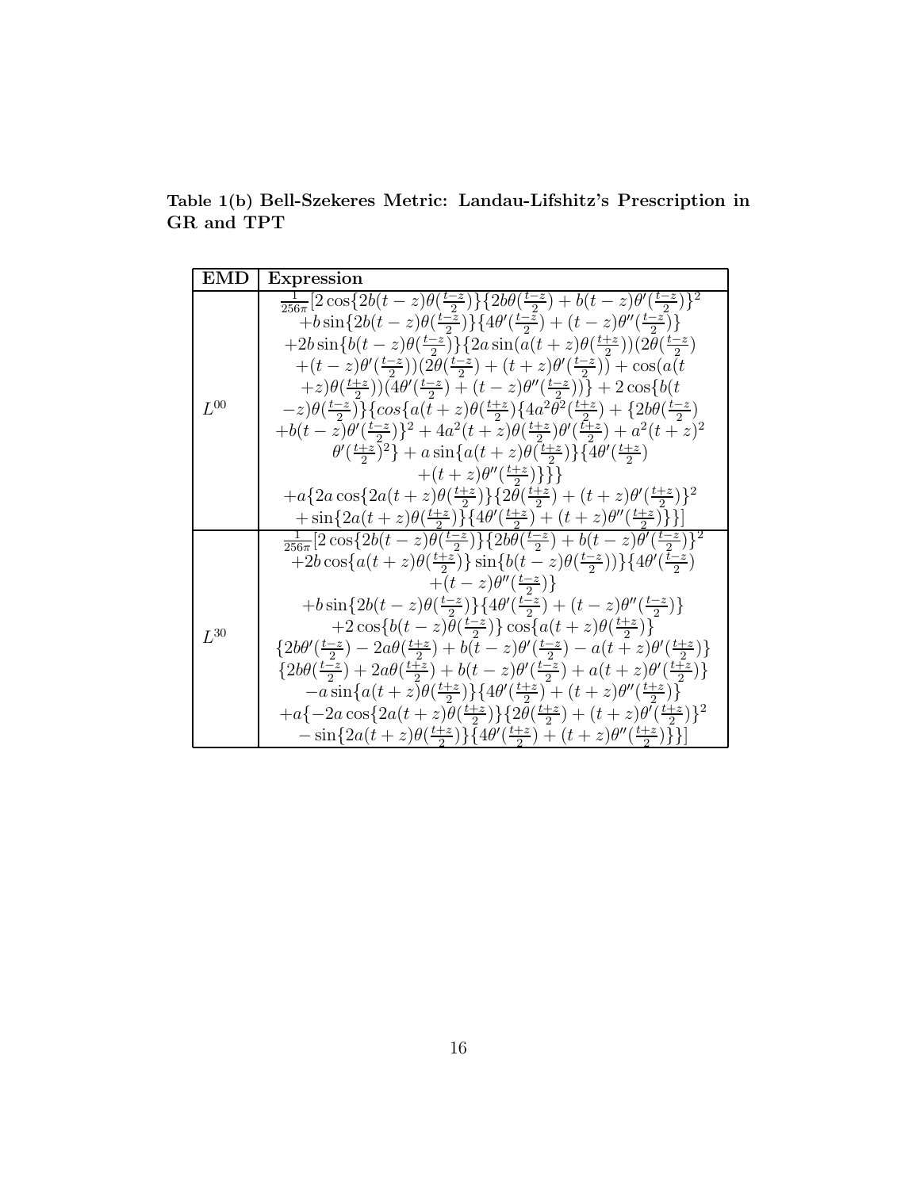**Table 1(b) Bell-Szekeres Metric: Landau-Lifshitz's Prescription in GR and TPT**

| EMD | Expression |
|---|---|
| $L^{00}$ | $\frac{1}{256\pi}[2\cos\{2b(t-z)\theta(\frac{t-z}{2})\}\{2b\theta(\frac{t-z}{2})+b(t-z)\theta'(\frac{t-z}{2})\}^2$ $+b\sin\{2b(t-z)\theta(\frac{t-z}{2})\}\{4\theta'(\frac{t-z}{2})+(t-z)\theta''(\frac{t-z}{2})\}$ $+2b\sin\{b(t-z)\theta(\frac{t-z}{2})\}\{2a\sin(a(t+z)\theta(\frac{t+z}{2}))(2\theta(\frac{t-z}{2})$ $+(t-z)\theta'(\frac{t-z}{2}))(2\theta(\frac{t-z}{2})+(t+z)\theta'(\frac{t-z}{2}))+\cos(a(t$ $+z)\theta(\frac{t+z}{2}))(4\theta'(\frac{t-z}{2})+(t-z)\theta''(\frac{t-z}{2}))\}+2\cos\{b(t$ $-z)\theta(\frac{t-z}{2})\}\{cos\{a(t+z)\theta(\frac{t+z}{2})\{4a^2\theta^2(\frac{t+z}{2})+\{2b\theta(\frac{t-z}{2})$ $+b(t-z)\theta'(\frac{t-z}{2})\}^2+4a^2(t+z)\theta(\frac{t+z}{2})\theta'(\frac{t+z}{2})+a^2(t+z)^2$ $\theta'(\frac{t+z}{2})^2\}+a\sin\{a(t+z)\theta(\frac{t+z}{2})\}\{4\theta'(\frac{t+z}{2})$ $+(t+z)\theta''(\frac{t+z}{2})\}\}\}$ $+a\{2a\cos\{2a(t+z)\theta(\frac{t+z}{2})\}\{2\theta(\frac{t+z}{2})+(t+z)\theta'(\frac{t+z}{2})\}^2$ $+\sin\{2a(t+z)\theta(\frac{t+z}{2})\}\{4\theta'(\frac{t+z}{2})+(t+z)\theta''(\frac{t+z}{2})\}\}]$ |
| $L^{30}$ | $\frac{1}{256\pi}[2\cos\{2b(t-z)\theta(\frac{t-z}{2})\}\{2b\theta(\frac{t-z}{2})+b(t-z)\theta'(\frac{t-z}{2})\}^2$ $+2b\cos\{a(t+z)\theta(\frac{t+z}{2})\}\sin\{b(t-z)\theta(\frac{t-z}{2}))\}\{4\theta'(\frac{t-z}{2})$ $+(t-z)\theta''(\frac{t-z}{2})\}$ $+b\sin\{2b(t-z)\theta(\frac{t-z}{2})\}\{4\theta'(\frac{t-z}{2})+(t-z)\theta''(\frac{t-z}{2})\}$ $+2\cos\{b(t-z)\theta(\frac{t-z}{2})\}\cos\{a(t+z)\theta(\frac{t+z}{2})\}$ $\{2b\theta'(\frac{t-z}{2})-2a\theta(\frac{t+z}{2})+b(t-z)\theta'(\frac{t-z}{2})-a(t+z)\theta'(\frac{t+z}{2})\}$ $\{2b\theta(\frac{t-z}{2})+2a\theta(\frac{t+z}{2})+b(t-z)\theta'(\frac{t-z}{2})+a(t+z)\theta'(\frac{t+z}{2})\}$ $-a\sin\{a(t+z)\theta(\frac{t+z}{2})\}\{4\theta'(\frac{t+z}{2})+(t+z)\theta''(\frac{t+z}{2})\}$ $+a\{-2a\cos\{2a(t+z)\theta(\frac{t+z}{2})\}\{2\theta(\frac{t+z}{2})+(t+z)\theta'(\frac{t+z}{2})\}^2$ $-\sin\{2a(t+z)\theta(\frac{t+z}{2})\}\{4\theta'(\frac{t+z}{2})+(t+z)\theta''(\frac{t+z}{2})\}\}]$ |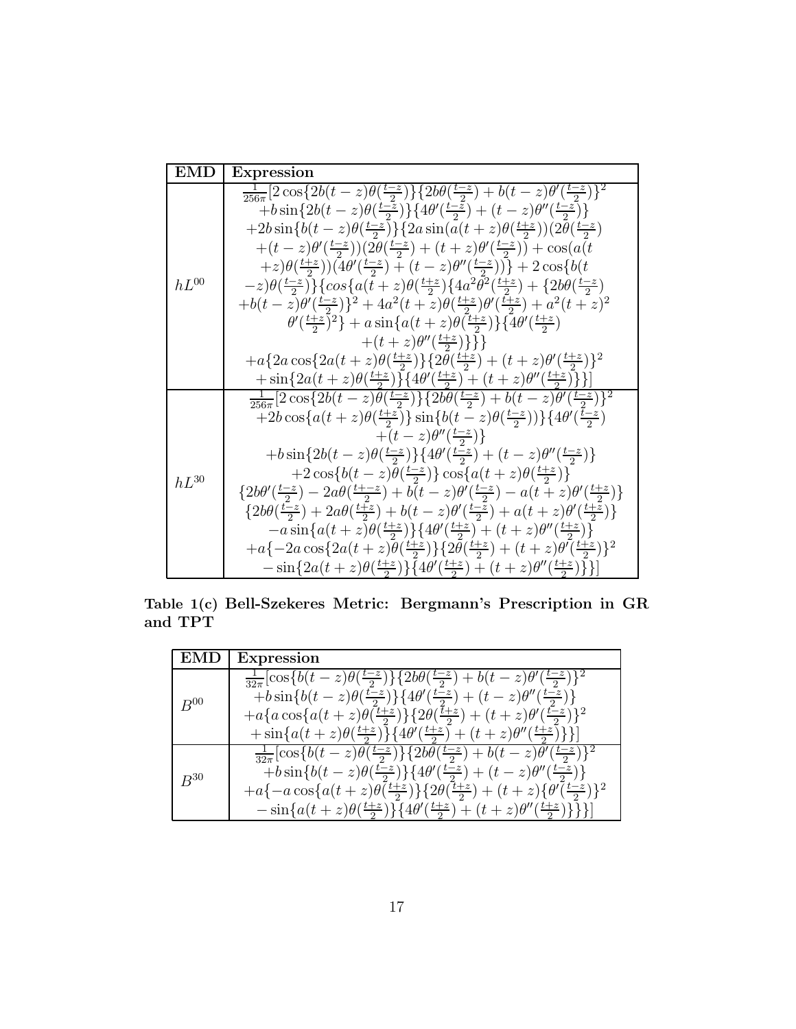| EMD | Expression |
|---|---|
| $hL^{00}$ | $\frac{1}{256\pi}[2\cos\{2b(t-z)\theta(\frac{t-z}{2})\}\{2b\theta(\frac{t-z}{2})+b(t-z)\theta'(\frac{t-z}{2})\}^2$ $+b\sin\{2b(t-z)\theta(\frac{t-z}{2})\}\{4\theta'(\frac{t-z}{2})+(t-z)\theta''(\frac{t-z}{2})\}$ $+2b\sin\{b(t-z)\theta(\frac{t-z}{2})\}\{2a\sin(a(t+z)\theta(\frac{t+z}{2}))(2\theta(\frac{t-z}{2})$ $+(t-z)\theta'(\frac{t-z}{2}))(2\theta(\frac{t-z}{2})+(t+z)\theta'(\frac{t-z}{2}))+\cos(a(t$ $+z)\theta(\frac{t+z}{2}))(4\theta'(\frac{t-z}{2})+(t-z)\theta''(\frac{t-z}{2}))\}+2\cos\{b(t$ $-z)\theta(\frac{t-z}{2})\}\{cos\{a(t+z)\theta(\frac{t+z}{2})\{4a^2\theta^2(\frac{t+z}{2})+\{2b\theta(\frac{t-z}{2})$ $+b(t-z)\theta'(\frac{t-z}{2})\}^2+4a^2(t+z)\theta(\frac{t+z}{2})\theta'(\frac{t+z}{2})+a^2(t+z)^2$ $\theta'(\frac{t+z}{2})^2\}+a\sin\{a(t+z)\theta(\frac{t+z}{2})\}\{4\theta'(\frac{t+z}{2})$ $+(t+z)\theta''(\frac{t+z}{2})\}\}\}$ $+a\{2a\cos\{2a(t+z)\theta(\frac{t+z}{2})\}\{2\theta(\frac{t+z}{2})+(t+z)\theta'(\frac{t+z}{2})\}^2$ $+\sin\{2a(t+z)\theta(\frac{t+z}{2})\}\{4\theta'(\frac{t+z}{2})+(t+z)\theta''(\frac{t+z}{2})\}\}]$ |
| $hL^{30}$ | $\frac{1}{256\pi}[2\cos\{2b(t-z)\theta(\frac{t-z}{2})\}\{2b\theta(\frac{t-z}{2})+b(t-z)\theta'(\frac{t-z}{2})\}^2$ $+2b\cos\{a(t+z)\theta(\frac{t+z}{2})\}\sin\{b(t-z)\theta(\frac{t-z}{2}))\}\{4\theta'(\frac{t-z}{2})$ $+(t-z)\theta''(\frac{t-z}{2})\}$ $+b\sin\{2b(t-z)\theta(\frac{t-z}{2})\}\{4\theta'(\frac{t-z}{2})+(t-z)\theta''(\frac{t-z}{2})\}$ $+2\cos\{b(t-z)\theta(\frac{t-z}{2})\}\cos\{a(t+z)\theta(\frac{t+z}{2})\}$ $\{2b\theta'(\frac{t-z}{2})-2a\theta(\frac{t+-z}{2})+b(t-z)\theta'(\frac{t-z}{2})-a(t+z)\theta'(\frac{t+z}{2})\}$ $\{2b\theta(\frac{t-z}{2})+2a\theta(\frac{t+z}{2})+b(t-z)\theta'(\frac{t-z}{2})+a(t+z)\theta'(\frac{t+z}{2})\}$ $-a\sin\{a(t+z)\theta(\frac{t+z}{2})\}\{4\theta'(\frac{t+z}{2})+(t+z)\theta''(\frac{t+z}{2})\}$ $+a\{-2a\cos\{2a(t+z)\theta(\frac{t+z}{2})\}\{2\theta(\frac{t+z}{2})+(t+z)\theta'(\frac{t+z}{2})\}^2$ $-\sin\{2a(t+z)\theta(\frac{t+z}{2})\}\{4\theta'(\frac{t+z}{2})+(t+z)\theta''(\frac{t+z}{2})\}\}]$ |

**Table 1(c) Bell-Szekeres Metric: Bergmann's Prescription in GR and TPT**

| EMD | Expression |
|---|---|
| $B^{00}$ | $\frac{1}{32\pi}[\cos\{b(t-z)\theta(\frac{t-z}{2})\}\{2b\theta(\frac{t-z}{2})+b(t-z)\theta'(\frac{t-z}{2})\}^2$ $+b\sin\{b(t-z)\theta(\frac{t-z}{2})\}\{4\theta'(\frac{t-z}{2})+(t-z)\theta''(\frac{t-z}{2})\}$ $+a\{a\cos\{a(t+z)\theta(\frac{t+z}{2})\}\{2\theta(\frac{t+z}{2})+(t+z)\theta'(\frac{t-z}{2})\}^2$ $+\sin\{a(t+z)\theta(\frac{t+z}{2})\}\{4\theta'(\frac{t+z}{2})+(t+z)\theta''(\frac{t+z}{2})\}\}]$ |
| $B^{30}$ | $\frac{1}{32\pi}[\cos\{b(t-z)\theta(\frac{t-z}{2})\}\{2b\theta(\frac{t-z}{2})+b(t-z)\theta'(\frac{t-z}{2})\}^2$ $+b\sin\{b(t-z)\theta(\frac{t-z}{2})\}\{4\theta'(\frac{t-z}{2})+(t-z)\theta''(\frac{t-z}{2})\}$ $+a\{-a\cos\{a(t+z)\theta(\frac{t+z}{2})\}\{2\theta(\frac{t+z}{2})+(t+z)\{\theta'(\frac{t-z}{2})\}^2$ $-\sin\{a(t+z)\theta(\frac{t+z}{2})\}\{4\theta'(\frac{t+z}{2})+(t+z)\theta''(\frac{t+z}{2})\}\}\}]$ |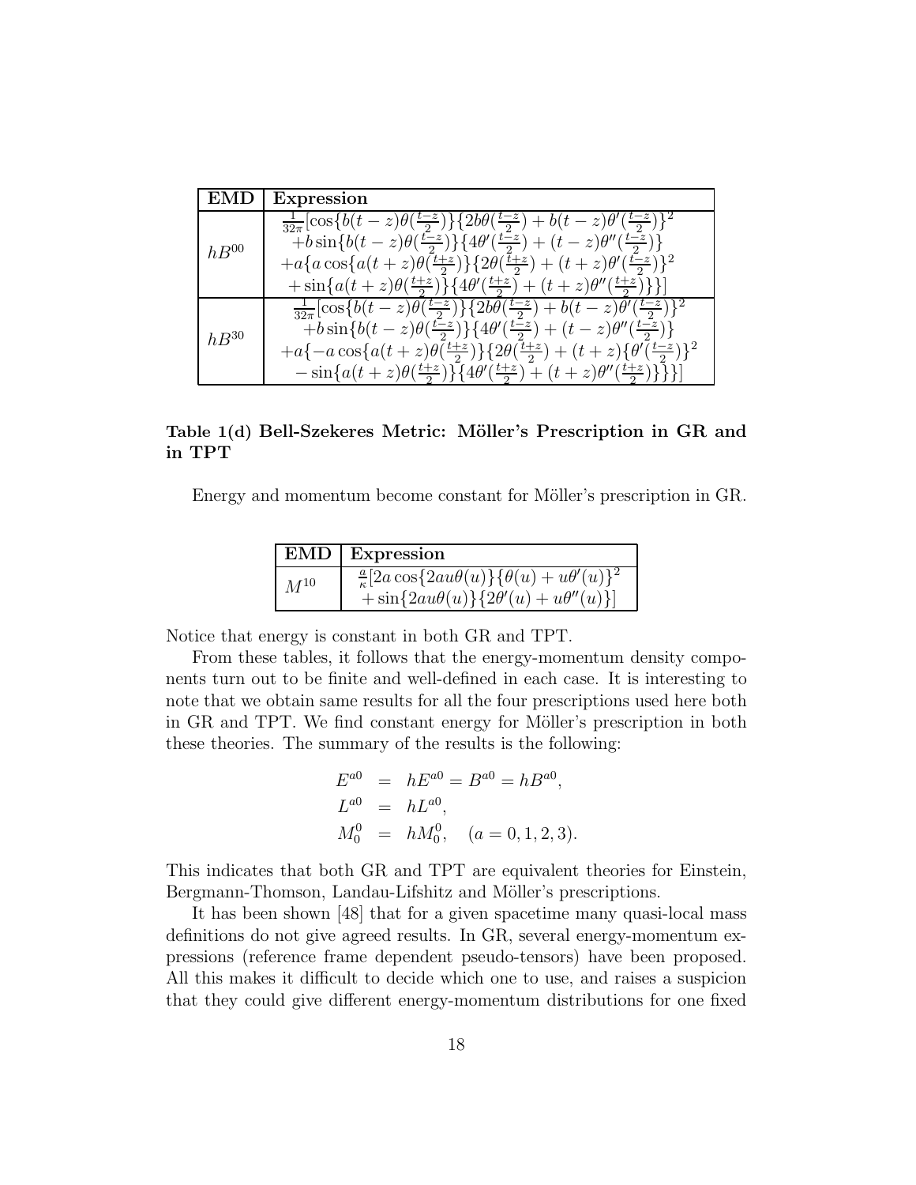| EMD | Expression |
|---|---|
| $hB^{00}$ | $\frac{1}{32\pi}[\cos\{b(t-z)\theta(\frac{t-z}{2})\}\{2b\theta(\frac{t-z}{2})+b(t-z)\theta'(\frac{t-z}{2})\}^2$ $+b\sin\{b(t-z)\theta(\frac{t-z}{2})\}\{4\theta'(\frac{t-z}{2})+(t-z)\theta''(\frac{t-z}{2})\}$ $+a\{a\cos\{a(t+z)\theta(\frac{t+z}{2})\}\{2\theta(\frac{t+z}{2})+(t+z)\theta'(\frac{t-z}{2})\}^2$ $+\sin\{a(t+z)\theta(\frac{t+z}{2})\}\{4\theta'(\frac{t+z}{2})+(t+z)\theta''(\frac{t+z}{2})\}\}]$ |
| $hB^{30}$ | $\frac{1}{32\pi}[\cos\{b(t-z)\theta(\frac{t-z}{2})\}\{2b\theta(\frac{t-z}{2})+b(t-z)\theta'(\frac{t-z}{2})\}^2$ $+b\sin\{b(t-z)\theta(\frac{t-z}{2})\}\{4\theta'(\frac{t-z}{2})+(t-z)\theta''(\frac{t-z}{2})\}$ $+a\{-a\cos\{a(t+z)\theta(\frac{t+z}{2})\}\{2\theta(\frac{t+z}{2})+(t+z)\{\theta'(\frac{t-z}{2})\}^2$ $-\sin\{a(t+z)\theta(\frac{t+z}{2})\}\{4\theta'(\frac{t+z}{2})+(t+z)\theta''(\frac{t+z}{2})\}\}\}]$ |

**Table 1(d) Bell-Szekeres Metric: Möller's Prescription in GR and in TPT**

Energy and momentum become constant for Möller's prescription in GR.

| EMD | Expression |
|---|---|
| $M^{10}$ | $\frac{a}{\kappa}[2a\cos\{2au\theta(u)\}\{\theta(u)+u\theta'(u)\}^2$ $+\sin\{2au\theta(u)\}\{2\theta'(u)+u\theta''(u)\}]$ |

Notice that energy is constant in both GR and TPT.

From these tables, it follows that the energy-momentum density components turn out to be finite and well-defined in each case. It is interesting to note that we obtain same results for all the four prescriptions used here both in GR and TPT. We find constant energy for Möller's prescription in both these theories. The summary of the results is the following:

$$
\begin{aligned}
E^{a0} &= hE^{a0} = B^{a0} = hB^{a0}, \\
L^{a0} &= hL^{a0}, \\
M^{0}_{0} &= hM^{0}_{0}, \quad (a = 0, 1, 2, 3).
\end{aligned}
$$

This indicates that both GR and TPT are equivalent theories for Einstein, Bergmann-Thomson, Landau-Lifshitz and Möller's prescriptions.

It has been shown [48] that for a given spacetime many quasi-local mass definitions do not give agreed results. In GR, several energy-momentum expressions (reference frame dependent pseudo-tensors) have been proposed. All this makes it difficult to decide which one to use, and raises a suspicion that they could give different energy-momentum distributions for one fixed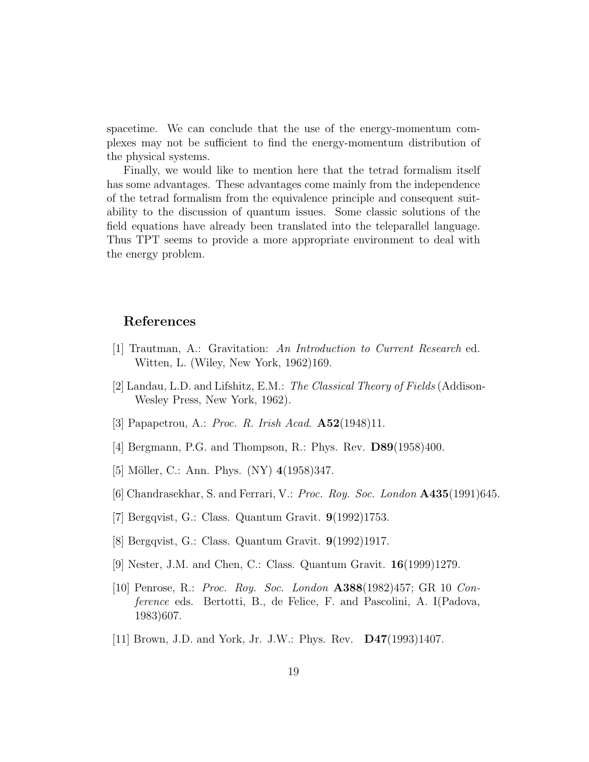spacetime. We can conclude that the use of the energy-momentum complexes may not be sufficient to find the energy-momentum distribution of the physical systems.

Finally, we would like to mention here that the tetrad formalism itself has some advantages. These advantages come mainly from the independence of the tetrad formalism from the equivalence principle and consequent suitability to the discussion of quantum issues. Some classic solutions of the field equations have already been translated into the teleparallel language. Thus TPT seems to provide a more appropriate environment to deal with the energy problem.

## References

[1] Trautman, A.: Gravitation: *An Introduction to Current Research* ed. Witten, L. (Wiley, New York, 1962)169.

[2] Landau, L.D. and Lifshitz, E.M.: *The Classical Theory of Fields* (Addison-Wesley Press, New York, 1962).

[3] Papapetrou, A.: *Proc. R. Irish Acad*. **A52**(1948)11.

[4] Bergmann, P.G. and Thompson, R.: Phys. Rev. **D89**(1958)400.

[5] Möller, C.: Ann. Phys. (NY) **4**(1958)347.

[6] Chandrasekhar, S. and Ferrari, V.: *Proc. Roy. Soc. London* **A435**(1991)645.

[7] Bergqvist, G.: Class. Quantum Gravit. **9**(1992)1753.

[8] Bergqvist, G.: Class. Quantum Gravit. **9**(1992)1917.

[9] Nester, J.M. and Chen, C.: Class. Quantum Gravit. **16**(1999)1279.

[10] Penrose, R.: *Proc. Roy. Soc. London* **A388**(1982)457; GR 10 *Conference* eds. Bertotti, B., de Felice, F. and Pascolini, A. I(Padova, 1983)607.

[11] Brown, J.D. and York, Jr. J.W.: Phys. Rev. **D47**(1993)1407.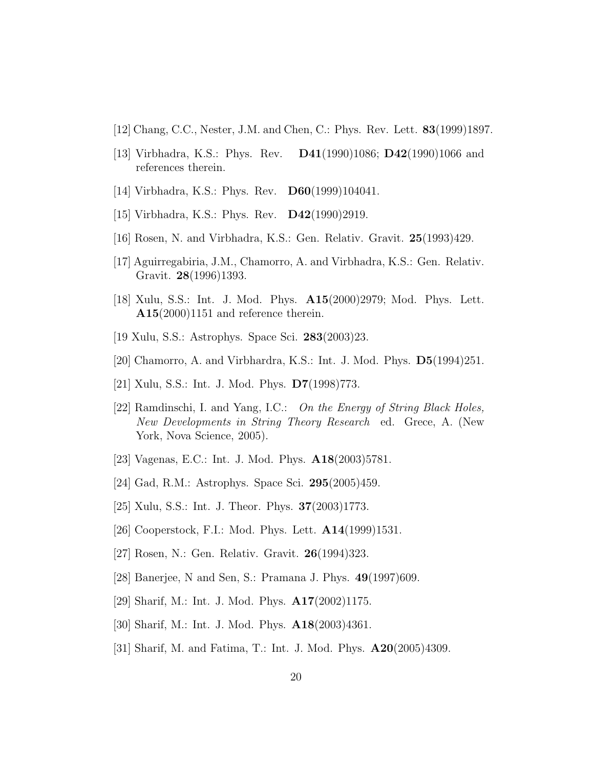[12] Chang, C.C., Nester, J.M. and Chen, C.: Phys. Rev. Lett. **83**(1999)1897.

[13] Virbhadra, K.S.: Phys. Rev. **D41**(1990)1086; **D42**(1990)1066 and references therein.

[14] Virbhadra, K.S.: Phys. Rev. **D60**(1999)104041.

[15] Virbhadra, K.S.: Phys. Rev. **D42**(1990)2919.

[16] Rosen, N. and Virbhadra, K.S.: Gen. Relativ. Gravit. **25**(1993)429.

[17] Aguirregabiria, J.M., Chamorro, A. and Virbhadra, K.S.: Gen. Relativ. Gravit. **28**(1996)1393.

[18] Xulu, S.S.: Int. J. Mod. Phys. **A15**(2000)2979; Mod. Phys. Lett. **A15**(2000)1151 and reference therein.

[19 Xulu, S.S.: Astrophys. Space Sci. **283**(2003)23.

[20] Chamorro, A. and Virbhardra, K.S.: Int. J. Mod. Phys. **D5**(1994)251.

[21] Xulu, S.S.: Int. J. Mod. Phys. **D7**(1998)773.

[22] Ramdinschi, I. and Yang, I.C.: *On the Energy of String Black Holes, New Developments in String Theory Research* ed. Grece, A. (New York, Nova Science, 2005).

[23] Vagenas, E.C.: Int. J. Mod. Phys. **A18**(2003)5781.

[24] Gad, R.M.: Astrophys. Space Sci. **295**(2005)459.

[25] Xulu, S.S.: Int. J. Theor. Phys. **37**(2003)1773.

[26] Cooperstock, F.I.: Mod. Phys. Lett. **A14**(1999)1531.

[27] Rosen, N.: Gen. Relativ. Gravit. **26**(1994)323.

[28] Banerjee, N and Sen, S.: Pramana J. Phys. **49**(1997)609.

[29] Sharif, M.: Int. J. Mod. Phys. **A17**(2002)1175.

[30] Sharif, M.: Int. J. Mod. Phys. **A18**(2003)4361.

[31] Sharif, M. and Fatima, T.: Int. J. Mod. Phys. **A20**(2005)4309.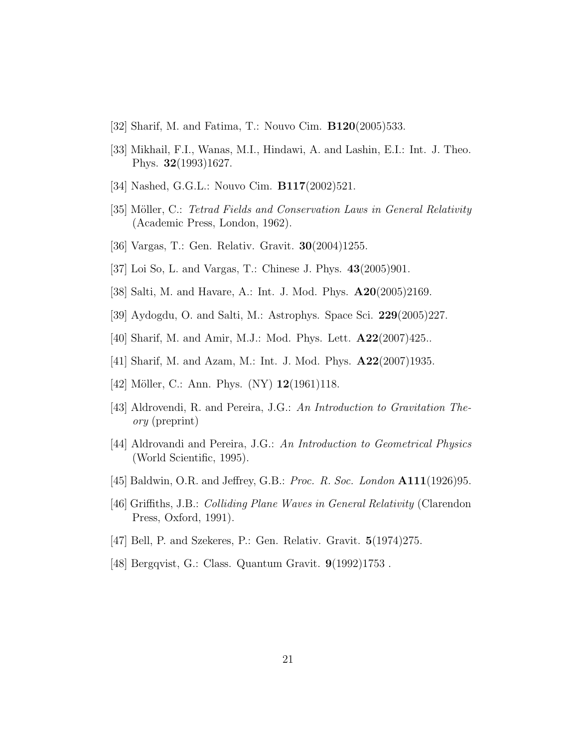[32] Sharif, M. and Fatima, T.: Nouvo Cim. **B120**(2005)533.

[33] Mikhail, F.I., Wanas, M.I., Hindawi, A. and Lashin, E.I.: Int. J. Theo. Phys. **32**(1993)1627.

[34] Nashed, G.G.L.: Nouvo Cim. **B117**(2002)521.

[35] Möller, C.: *Tetrad Fields and Conservation Laws in General Relativity* (Academic Press, London, 1962).

[36] Vargas, T.: Gen. Relativ. Gravit. **30**(2004)1255.

[37] Loi So, L. and Vargas, T.: Chinese J. Phys. **43**(2005)901.

[38] Salti, M. and Havare, A.: Int. J. Mod. Phys. **A20**(2005)2169.

[39] Aydogdu, O. and Salti, M.: Astrophys. Space Sci. **229**(2005)227.

[40] Sharif, M. and Amir, M.J.: Mod. Phys. Lett. **A22**(2007)425..

[41] Sharif, M. and Azam, M.: Int. J. Mod. Phys. **A22**(2007)1935.

[42] Möller, C.: Ann. Phys. (NY) **12**(1961)118.

[43] Aldrovendi, R. and Pereira, J.G.: *An Introduction to Gravitation Theory* (preprint)

[44] Aldrovandi and Pereira, J.G.: *An Introduction to Geometrical Physics* (World Scientific, 1995).

[45] Baldwin, O.R. and Jeffrey, G.B.: *Proc. R. Soc. London* **A111**(1926)95.

[46] Griffiths, J.B.: *Colliding Plane Waves in General Relativity* (Clarendon Press, Oxford, 1991).

[47] Bell, P. and Szekeres, P.: Gen. Relativ. Gravit. **5**(1974)275.

[48] Bergqvist, G.: Class. Quantum Gravit. **9**(1992)1753 .